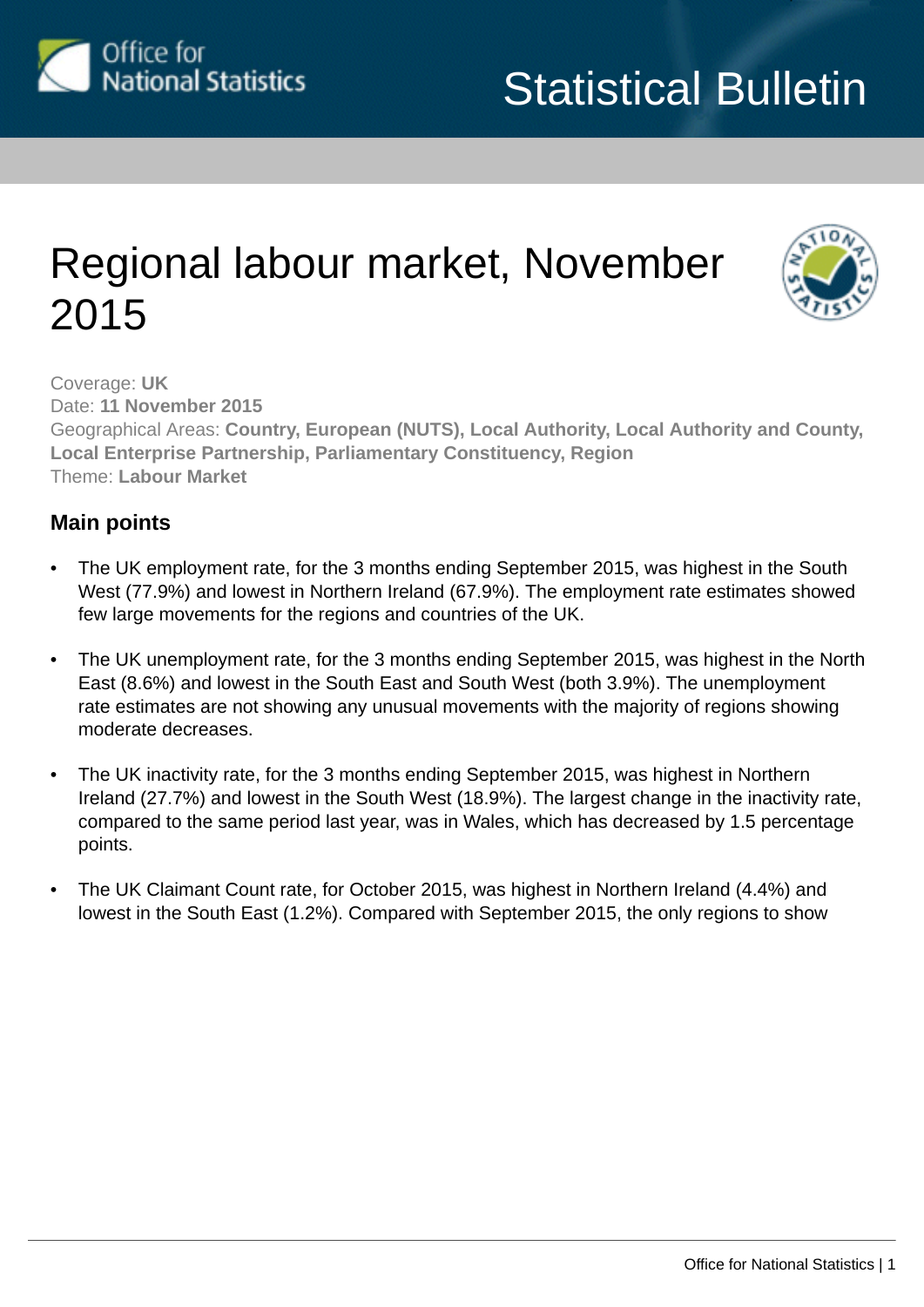# Regional labour market, November 2015

Coverage: **UK**
Date: **11 November 2015**
Geographical Areas: **Country, European (NUTS), Local Authority, Local Authority and County, Local Enterprise Partnership, Parliamentary Constituency, Region**
Theme: **Labour Market**

## Main points

- The UK employment rate, for the 3 months ending September 2015, was highest in the South West (77.9%) and lowest in Northern Ireland (67.9%). The employment rate estimates showed few large movements for the regions and countries of the UK.
- The UK unemployment rate, for the 3 months ending September 2015, was highest in the North East (8.6%) and lowest in the South East and South West (both 3.9%). The unemployment rate estimates are not showing any unusual movements with the majority of regions showing moderate decreases.
- The UK inactivity rate, for the 3 months ending September 2015, was highest in Northern Ireland (27.7%) and lowest in the South West (18.9%). The largest change in the inactivity rate, compared to the same period last year, was in Wales, which has decreased by 1.5 percentage points.
- The UK Claimant Count rate, for October 2015, was highest in Northern Ireland (4.4%) and lowest in the South East (1.2%). Compared with September 2015, the only regions to show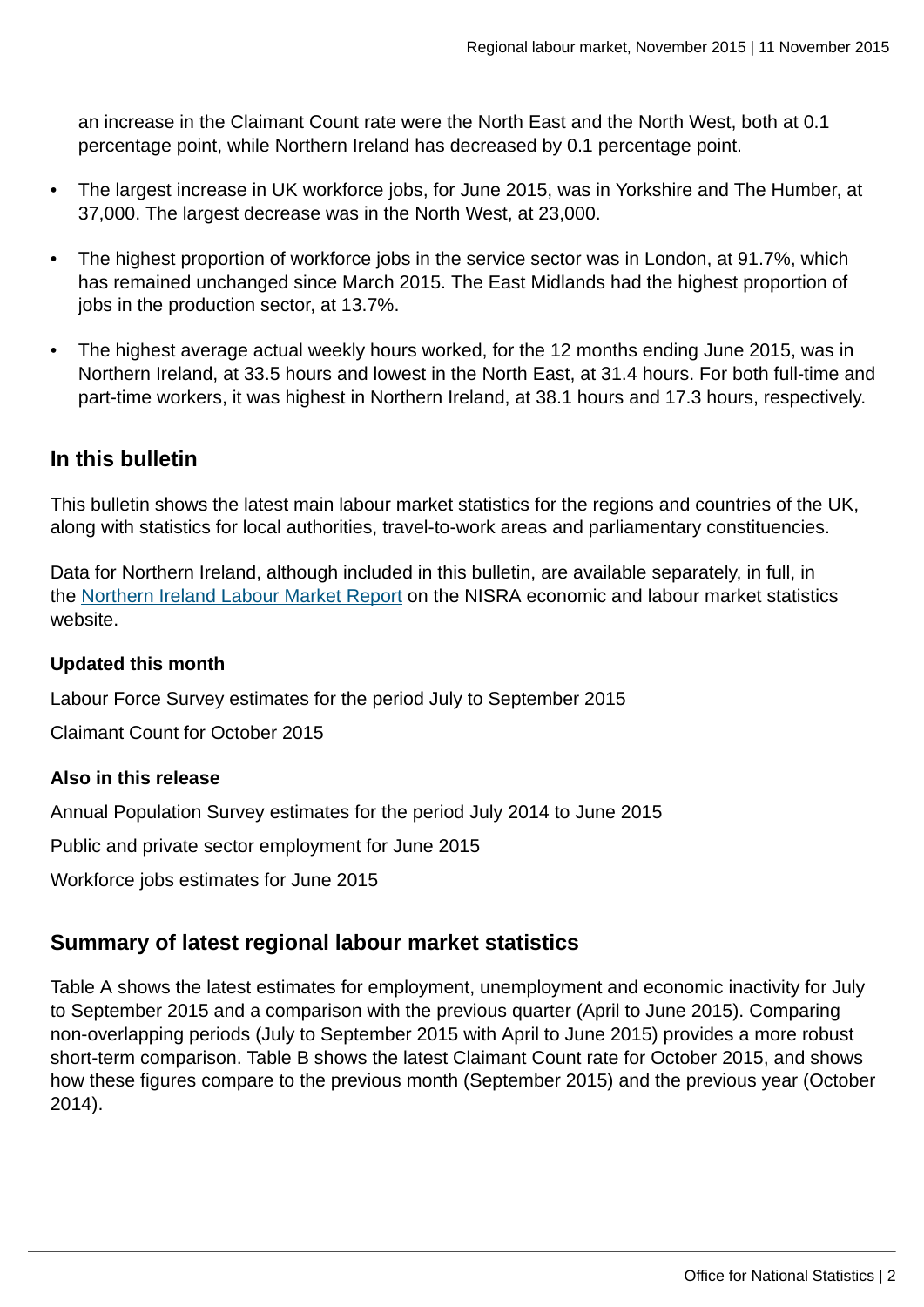an increase in the Claimant Count rate were the North East and the North West, both at 0.1 percentage point, while Northern Ireland has decreased by 0.1 percentage point.

- The largest increase in UK workforce jobs, for June 2015, was in Yorkshire and The Humber, at 37,000. The largest decrease was in the North West, at 23,000.
- The highest proportion of workforce jobs in the service sector was in London, at 91.7%, which has remained unchanged since March 2015. The East Midlands had the highest proportion of jobs in the production sector, at 13.7%.
- The highest average actual weekly hours worked, for the 12 months ending June 2015, was in Northern Ireland, at 33.5 hours and lowest in the North East, at 31.4 hours. For both full-time and part-time workers, it was highest in Northern Ireland, at 38.1 hours and 17.3 hours, respectively.

## In this bulletin

This bulletin shows the latest main labour market statistics for the regions and countries of the UK, along with statistics for local authorities, travel-to-work areas and parliamentary constituencies.

Data for Northern Ireland, although included in this bulletin, are available separately, in full, in the Northern Ireland Labour Market Report on the NISRA economic and labour market statistics website.

### Updated this month

Labour Force Survey estimates for the period July to September 2015

Claimant Count for October 2015

### Also in this release

Annual Population Survey estimates for the period July 2014 to June 2015

Public and private sector employment for June 2015

Workforce jobs estimates for June 2015

## Summary of latest regional labour market statistics

Table A shows the latest estimates for employment, unemployment and economic inactivity for July to September 2015 and a comparison with the previous quarter (April to June 2015). Comparing non-overlapping periods (July to September 2015 with April to June 2015) provides a more robust short-term comparison. Table B shows the latest Claimant Count rate for October 2015, and shows how these figures compare to the previous month (September 2015) and the previous year (October 2014).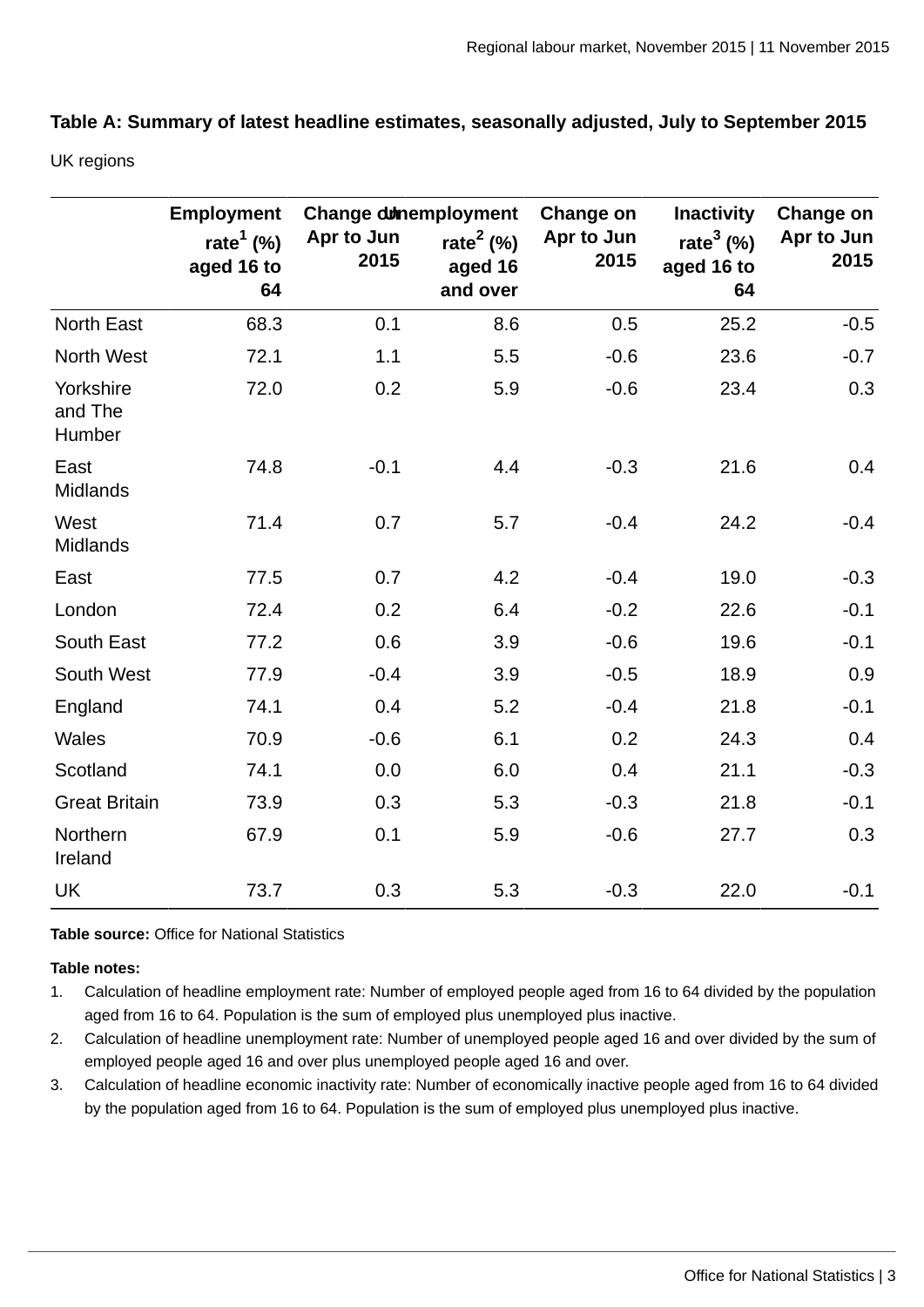**Table A: Summary of latest headline estimates, seasonally adjusted, July to September 2015**

UK regions

| | Employment rate[1] (%) aged 16 to 64 | Change on Apr to Jun 2015 | Unemployment rate[2] (%) aged 16 and over | Change on Apr to Jun 2015 | Inactivity rate[3] (%) aged 16 to 64 | Change on Apr to Jun 2015 |
|---|---|---|---|---|---|---|
| North East | 68.3 | 0.1 | 8.6 | 0.5 | 25.2 | -0.5 |
| North West | 72.1 | 1.1 | 5.5 | -0.6 | 23.6 | -0.7 |
| Yorkshire and The Humber | 72.0 | 0.2 | 5.9 | -0.6 | 23.4 | 0.3 |
| East Midlands | 74.8 | -0.1 | 4.4 | -0.3 | 21.6 | 0.4 |
| West Midlands | 71.4 | 0.7 | 5.7 | -0.4 | 24.2 | -0.4 |
| East | 77.5 | 0.7 | 4.2 | -0.4 | 19.0 | -0.3 |
| London | 72.4 | 0.2 | 6.4 | -0.2 | 22.6 | -0.1 |
| South East | 77.2 | 0.6 | 3.9 | -0.6 | 19.6 | -0.1 |
| South West | 77.9 | -0.4 | 3.9 | -0.5 | 18.9 | 0.9 |
| England | 74.1 | 0.4 | 5.2 | -0.4 | 21.8 | -0.1 |
| Wales | 70.9 | -0.6 | 6.1 | 0.2 | 24.3 | 0.4 |
| Scotland | 74.1 | 0.0 | 6.0 | 0.4 | 21.1 | -0.3 |
| Great Britain | 73.9 | 0.3 | 5.3 | -0.3 | 21.8 | -0.1 |
| Northern Ireland | 67.9 | 0.1 | 5.9 | -0.6 | 27.7 | 0.3 |
| UK | 73.7 | 0.3 | 5.3 | -0.3 | 22.0 | -0.1 |

**Table source:** Office for National Statistics

**Table notes:**

1. Calculation of headline employment rate: Number of employed people aged from 16 to 64 divided by the population aged from 16 to 64. Population is the sum of employed plus unemployed plus inactive.
2. Calculation of headline unemployment rate: Number of unemployed people aged 16 and over divided by the sum of employed people aged 16 and over plus unemployed people aged 16 and over.
3. Calculation of headline economic inactivity rate: Number of economically inactive people aged from 16 to 64 divided by the population aged from 16 to 64. Population is the sum of employed plus unemployed plus inactive.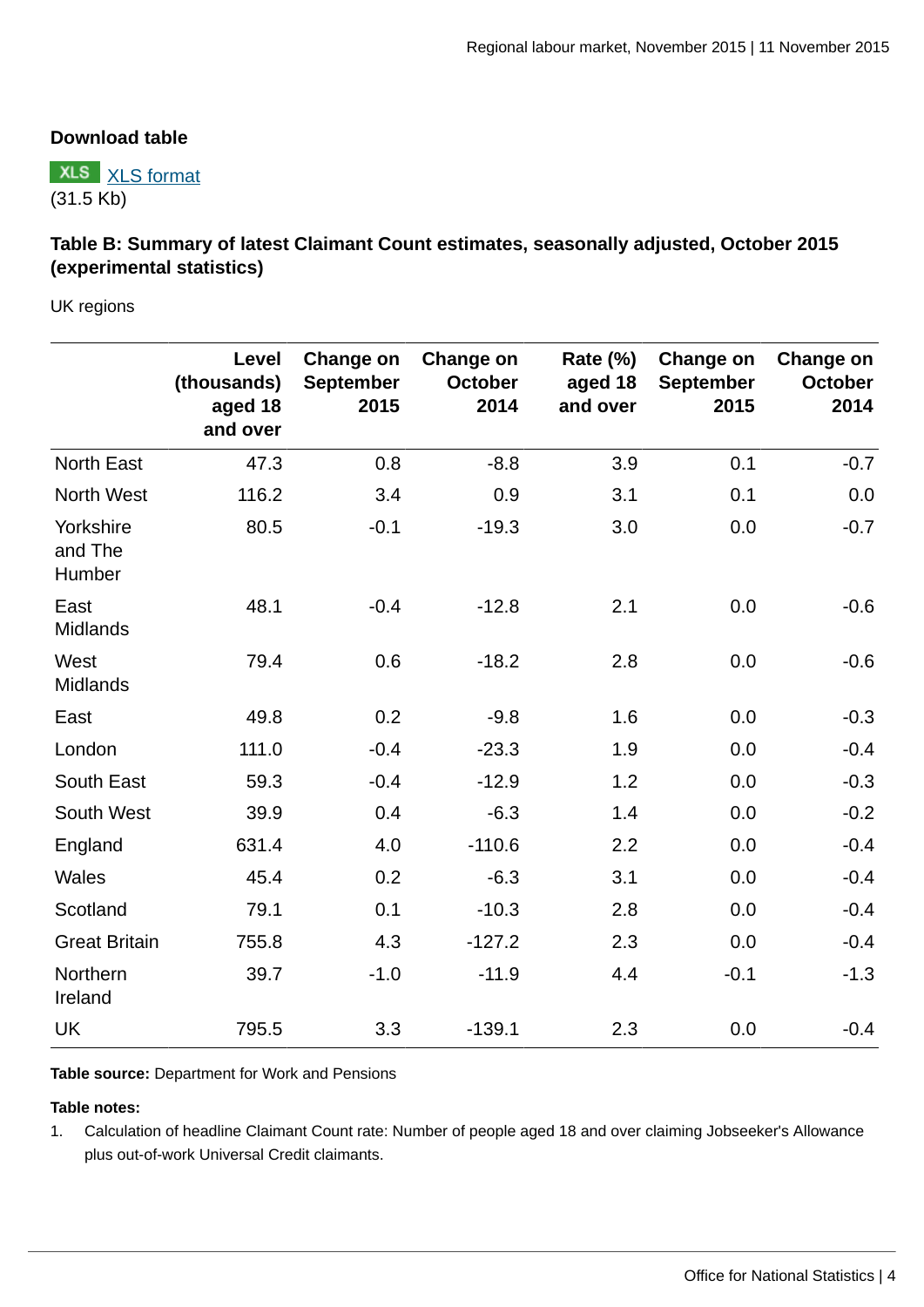**Download table**

XLS [XLS format](XLS format)
(31.5 Kb)

**Table B: Summary of latest Claimant Count estimates, seasonally adjusted, October 2015 (experimental statistics)**

UK regions

| | Level (thousands) aged 18 and over | Change on September 2015 | Change on October 2014 | Rate (%) aged 18 and over | Change on September 2015 | Change on October 2014 |
|---|---|---|---|---|---|---|
| North East | 47.3 | 0.8 | -8.8 | 3.9 | 0.1 | -0.7 |
| North West | 116.2 | 3.4 | 0.9 | 3.1 | 0.1 | 0.0 |
| Yorkshire and The Humber | 80.5 | -0.1 | -19.3 | 3.0 | 0.0 | -0.7 |
| East Midlands | 48.1 | -0.4 | -12.8 | 2.1 | 0.0 | -0.6 |
| West Midlands | 79.4 | 0.6 | -18.2 | 2.8 | 0.0 | -0.6 |
| East | 49.8 | 0.2 | -9.8 | 1.6 | 0.0 | -0.3 |
| London | 111.0 | -0.4 | -23.3 | 1.9 | 0.0 | -0.4 |
| South East | 59.3 | -0.4 | -12.9 | 1.2 | 0.0 | -0.3 |
| South West | 39.9 | 0.4 | -6.3 | 1.4 | 0.0 | -0.2 |
| England | 631.4 | 4.0 | -110.6 | 2.2 | 0.0 | -0.4 |
| Wales | 45.4 | 0.2 | -6.3 | 3.1 | 0.0 | -0.4 |
| Scotland | 79.1 | 0.1 | -10.3 | 2.8 | 0.0 | -0.4 |
| Great Britain | 755.8 | 4.3 | -127.2 | 2.3 | 0.0 | -0.4 |
| Northern Ireland | 39.7 | -1.0 | -11.9 | 4.4 | -0.1 | -1.3 |
| UK | 795.5 | 3.3 | -139.1 | 2.3 | 0.0 | -0.4 |

**Table source:** Department for Work and Pensions

**Table notes:**

1. Calculation of headline Claimant Count rate: Number of people aged 18 and over claiming Jobseeker's Allowance plus out-of-work Universal Credit claimants.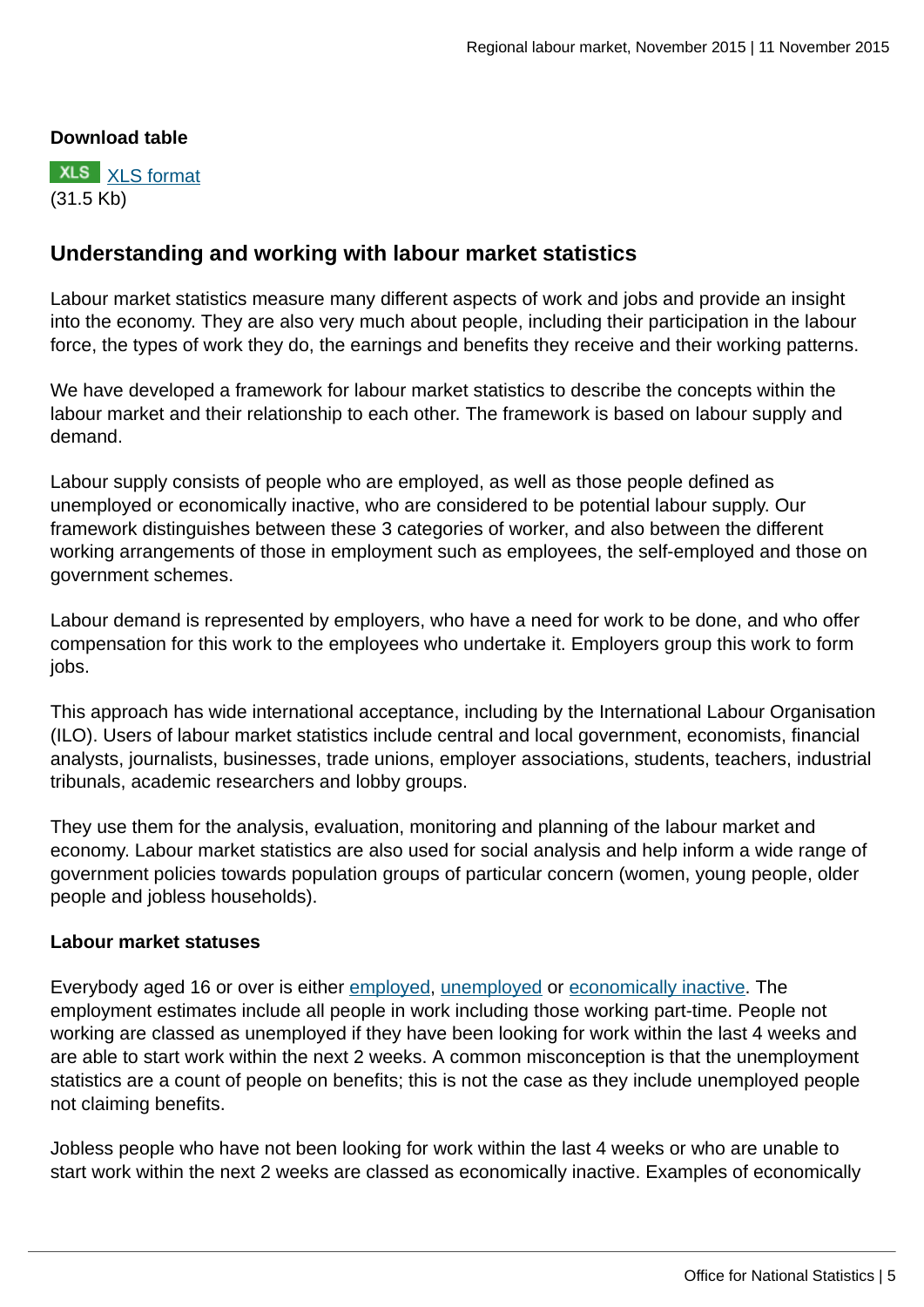**Download table**

XLS [XLS format]
(31.5 Kb)

## Understanding and working with labour market statistics

Labour market statistics measure many different aspects of work and jobs and provide an insight into the economy. They are also very much about people, including their participation in the labour force, the types of work they do, the earnings and benefits they receive and their working patterns.

We have developed a framework for labour market statistics to describe the concepts within the labour market and their relationship to each other. The framework is based on labour supply and demand.

Labour supply consists of people who are employed, as well as those people defined as unemployed or economically inactive, who are considered to be potential labour supply. Our framework distinguishes between these 3 categories of worker, and also between the different working arrangements of those in employment such as employees, the self-employed and those on government schemes.

Labour demand is represented by employers, who have a need for work to be done, and who offer compensation for this work to the employees who undertake it. Employers group this work to form jobs.

This approach has wide international acceptance, including by the International Labour Organisation (ILO). Users of labour market statistics include central and local government, economists, financial analysts, journalists, businesses, trade unions, employer associations, students, teachers, industrial tribunals, academic researchers and lobby groups.

They use them for the analysis, evaluation, monitoring and planning of the labour market and economy. Labour market statistics are also used for social analysis and help inform a wide range of government policies towards population groups of particular concern (women, young people, older people and jobless households).

**Labour market statuses**

Everybody aged 16 or over is either employed, unemployed or economically inactive. The employment estimates include all people in work including those working part-time. People not working are classed as unemployed if they have been looking for work within the last 4 weeks and are able to start work within the next 2 weeks. A common misconception is that the unemployment statistics are a count of people on benefits; this is not the case as they include unemployed people not claiming benefits.

Jobless people who have not been looking for work within the last 4 weeks or who are unable to start work within the next 2 weeks are classed as economically inactive. Examples of economically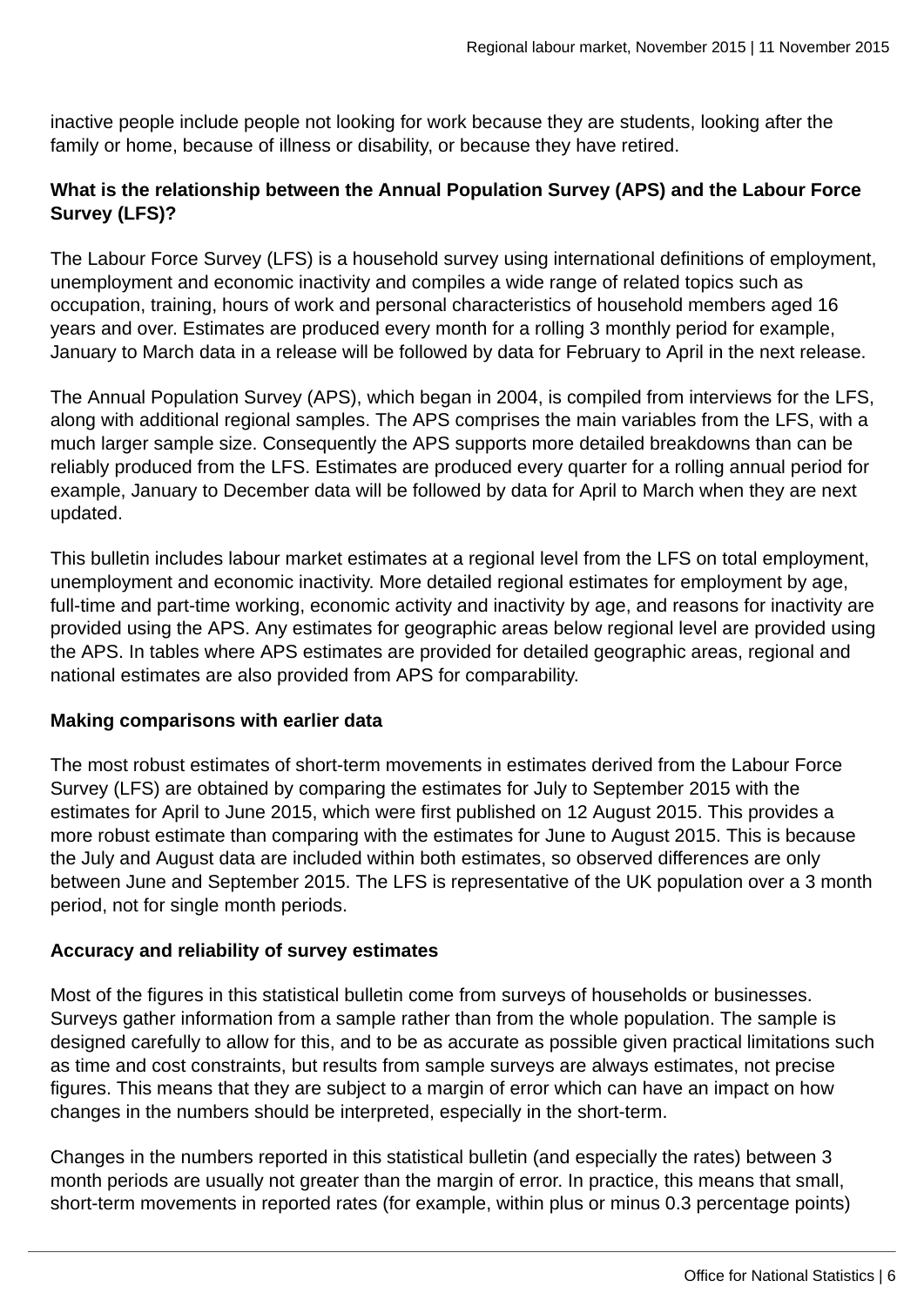inactive people include people not looking for work because they are students, looking after the family or home, because of illness or disability, or because they have retired.

**What is the relationship between the Annual Population Survey (APS) and the Labour Force Survey (LFS)?**

The Labour Force Survey (LFS) is a household survey using international definitions of employment, unemployment and economic inactivity and compiles a wide range of related topics such as occupation, training, hours of work and personal characteristics of household members aged 16 years and over. Estimates are produced every month for a rolling 3 monthly period for example, January to March data in a release will be followed by data for February to April in the next release.

The Annual Population Survey (APS), which began in 2004, is compiled from interviews for the LFS, along with additional regional samples. The APS comprises the main variables from the LFS, with a much larger sample size. Consequently the APS supports more detailed breakdowns than can be reliably produced from the LFS. Estimates are produced every quarter for a rolling annual period for example, January to December data will be followed by data for April to March when they are next updated.

This bulletin includes labour market estimates at a regional level from the LFS on total employment, unemployment and economic inactivity. More detailed regional estimates for employment by age, full-time and part-time working, economic activity and inactivity by age, and reasons for inactivity are provided using the APS. Any estimates for geographic areas below regional level are provided using the APS. In tables where APS estimates are provided for detailed geographic areas, regional and national estimates are also provided from APS for comparability.

**Making comparisons with earlier data**

The most robust estimates of short-term movements in estimates derived from the Labour Force Survey (LFS) are obtained by comparing the estimates for July to September 2015 with the estimates for April to June 2015, which were first published on 12 August 2015. This provides a more robust estimate than comparing with the estimates for June to August 2015. This is because the July and August data are included within both estimates, so observed differences are only between June and September 2015. The LFS is representative of the UK population over a 3 month period, not for single month periods.

**Accuracy and reliability of survey estimates**

Most of the figures in this statistical bulletin come from surveys of households or businesses. Surveys gather information from a sample rather than from the whole population. The sample is designed carefully to allow for this, and to be as accurate as possible given practical limitations such as time and cost constraints, but results from sample surveys are always estimates, not precise figures. This means that they are subject to a margin of error which can have an impact on how changes in the numbers should be interpreted, especially in the short-term.

Changes in the numbers reported in this statistical bulletin (and especially the rates) between 3 month periods are usually not greater than the margin of error. In practice, this means that small, short-term movements in reported rates (for example, within plus or minus 0.3 percentage points)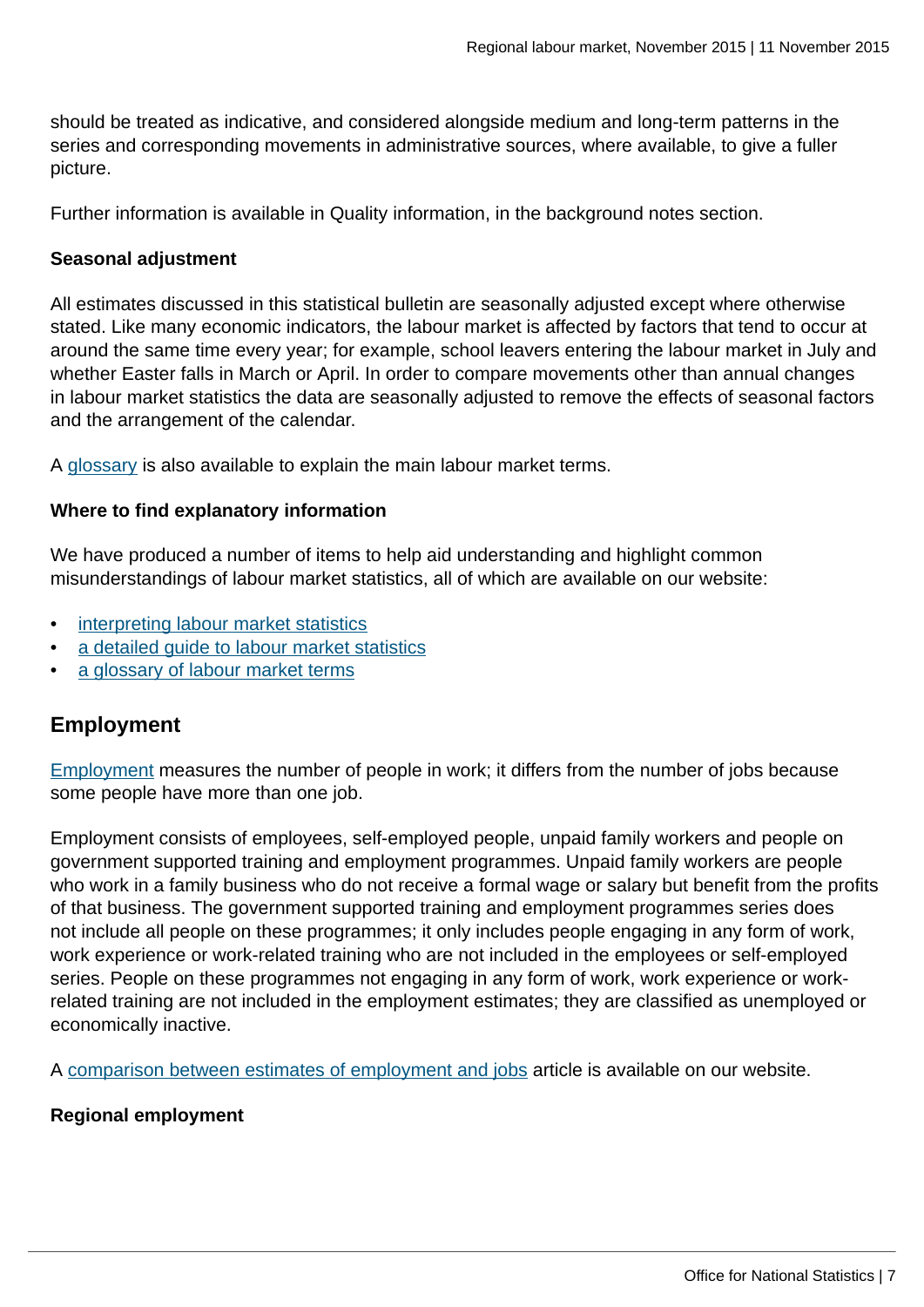should be treated as indicative, and considered alongside medium and long-term patterns in the series and corresponding movements in administrative sources, where available, to give a fuller picture.

Further information is available in Quality information, in the background notes section.

**Seasonal adjustment**

All estimates discussed in this statistical bulletin are seasonally adjusted except where otherwise stated. Like many economic indicators, the labour market is affected by factors that tend to occur at around the same time every year; for example, school leavers entering the labour market in July and whether Easter falls in March or April. In order to compare movements other than annual changes in labour market statistics the data are seasonally adjusted to remove the effects of seasonal factors and the arrangement of the calendar.

A glossary is also available to explain the main labour market terms.

**Where to find explanatory information**

We have produced a number of items to help aid understanding and highlight common misunderstandings of labour market statistics, all of which are available on our website:

- interpreting labour market statistics
- a detailed guide to labour market statistics
- a glossary of labour market terms

## Employment

Employment measures the number of people in work; it differs from the number of jobs because some people have more than one job.

Employment consists of employees, self-employed people, unpaid family workers and people on government supported training and employment programmes. Unpaid family workers are people who work in a family business who do not receive a formal wage or salary but benefit from the profits of that business. The government supported training and employment programmes series does not include all people on these programmes; it only includes people engaging in any form of work, work experience or work-related training who are not included in the employees or self-employed series. People on these programmes not engaging in any form of work, work experience or work-related training are not included in the employment estimates; they are classified as unemployed or economically inactive.

A comparison between estimates of employment and jobs article is available on our website.

**Regional employment**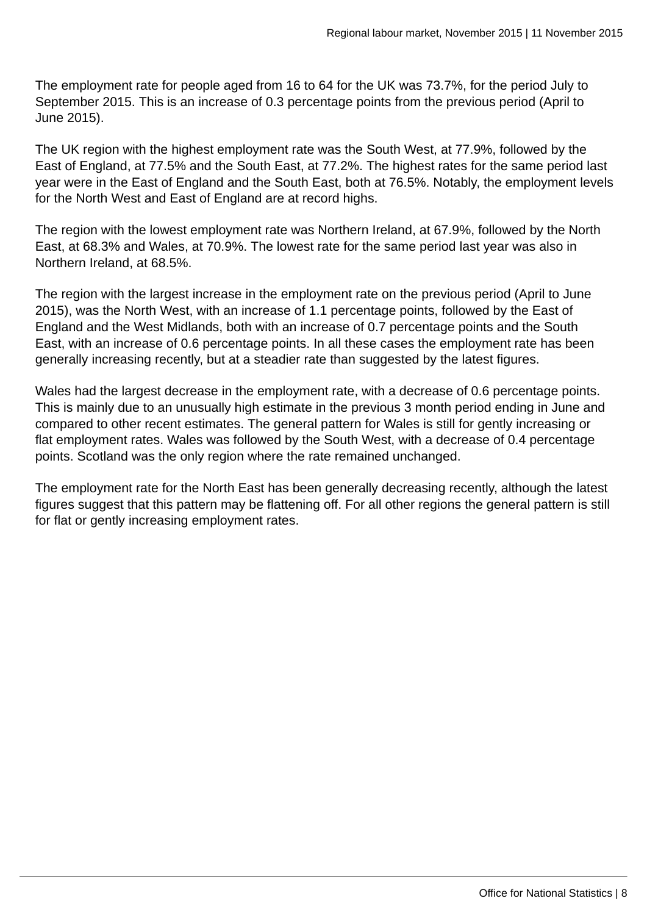The employment rate for people aged from 16 to 64 for the UK was 73.7%, for the period July to September 2015. This is an increase of 0.3 percentage points from the previous period (April to June 2015).

The UK region with the highest employment rate was the South West, at 77.9%, followed by the East of England, at 77.5% and the South East, at 77.2%. The highest rates for the same period last year were in the East of England and the South East, both at 76.5%. Notably, the employment levels for the North West and East of England are at record highs.

The region with the lowest employment rate was Northern Ireland, at 67.9%, followed by the North East, at 68.3% and Wales, at 70.9%. The lowest rate for the same period last year was also in Northern Ireland, at 68.5%.

The region with the largest increase in the employment rate on the previous period (April to June 2015), was the North West, with an increase of 1.1 percentage points, followed by the East of England and the West Midlands, both with an increase of 0.7 percentage points and the South East, with an increase of 0.6 percentage points. In all these cases the employment rate has been generally increasing recently, but at a steadier rate than suggested by the latest figures.

Wales had the largest decrease in the employment rate, with a decrease of 0.6 percentage points. This is mainly due to an unusually high estimate in the previous 3 month period ending in June and compared to other recent estimates. The general pattern for Wales is still for gently increasing or flat employment rates. Wales was followed by the South West, with a decrease of 0.4 percentage points. Scotland was the only region where the rate remained unchanged.

The employment rate for the North East has been generally decreasing recently, although the latest figures suggest that this pattern may be flattening off. For all other regions the general pattern is still for flat or gently increasing employment rates.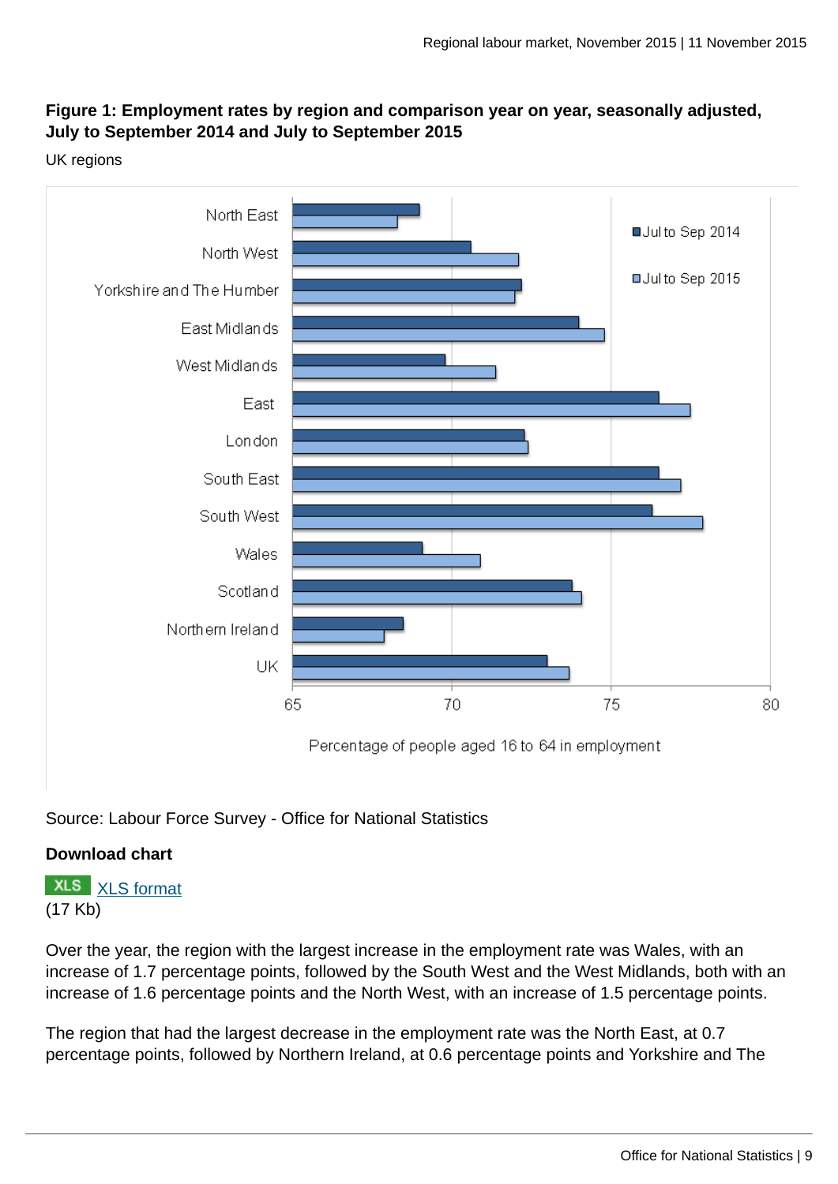**Figure 1: Employment rates by region and comparison year on year, seasonally adjusted, July to September 2014 and July to September 2015**

UK regions

North East
North West
Yorkshire and The Humber
East Midlands
West Midlands
East
London
South East
South West
Wales
Scotland
Northern Ireland
UK

Jul to Sep 2014
Jul to Sep 2015

65
70
75
80

Percentage of people aged 16 to 64 in employment

Source: Labour Force Survey - Office for National Statistics

**Download chart**

XLS [XLS format](#)
(17 Kb)

Over the year, the region with the largest increase in the employment rate was Wales, with an increase of 1.7 percentage points, followed by the South West and the West Midlands, both with an increase of 1.6 percentage points and the North West, with an increase of 1.5 percentage points.

The region that had the largest decrease in the employment rate was the North East, at 0.7 percentage points, followed by Northern Ireland, at 0.6 percentage points and Yorkshire and The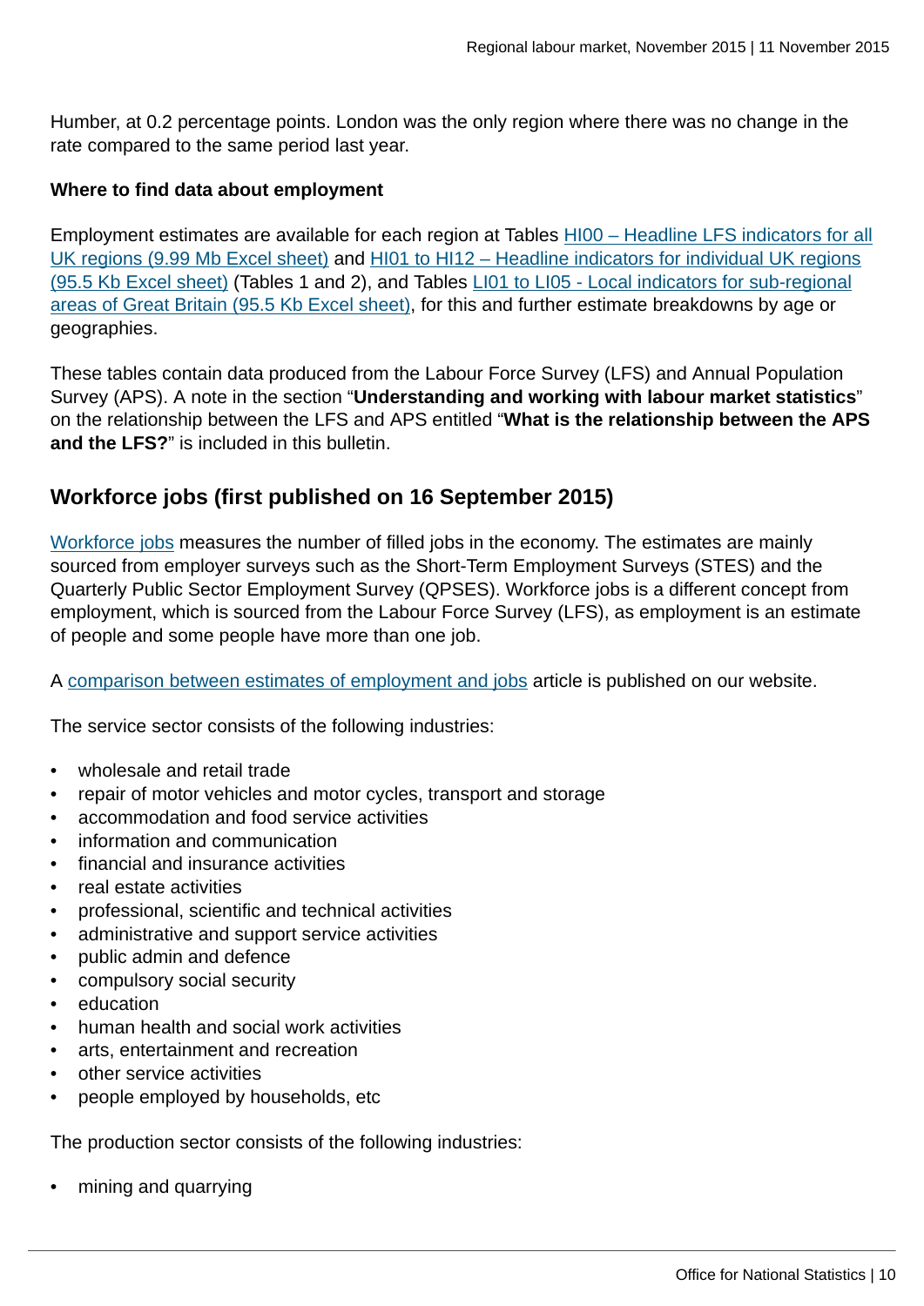Humber, at 0.2 percentage points. London was the only region where there was no change in the rate compared to the same period last year.

**Where to find data about employment**

Employment estimates are available for each region at Tables HI00 – Headline LFS indicators for all UK regions (9.99 Mb Excel sheet) and HI01 to HI12 – Headline indicators for individual UK regions (95.5 Kb Excel sheet) (Tables 1 and 2), and Tables LI01 to LI05 - Local indicators for sub-regional areas of Great Britain (95.5 Kb Excel sheet), for this and further estimate breakdowns by age or geographies.

These tables contain data produced from the Labour Force Survey (LFS) and Annual Population Survey (APS). A note in the section "**Understanding and working with labour market statistics**" on the relationship between the LFS and APS entitled "**What is the relationship between the APS and the LFS?**" is included in this bulletin.

## Workforce jobs (first published on 16 September 2015)

Workforce jobs measures the number of filled jobs in the economy. The estimates are mainly sourced from employer surveys such as the Short-Term Employment Surveys (STES) and the Quarterly Public Sector Employment Survey (QPSES). Workforce jobs is a different concept from employment, which is sourced from the Labour Force Survey (LFS), as employment is an estimate of people and some people have more than one job.

A comparison between estimates of employment and jobs article is published on our website.

The service sector consists of the following industries:

- wholesale and retail trade
- repair of motor vehicles and motor cycles, transport and storage
- accommodation and food service activities
- information and communication
- financial and insurance activities
- real estate activities
- professional, scientific and technical activities
- administrative and support service activities
- public admin and defence
- compulsory social security
- education
- human health and social work activities
- arts, entertainment and recreation
- other service activities
- people employed by households, etc

The production sector consists of the following industries:

- mining and quarrying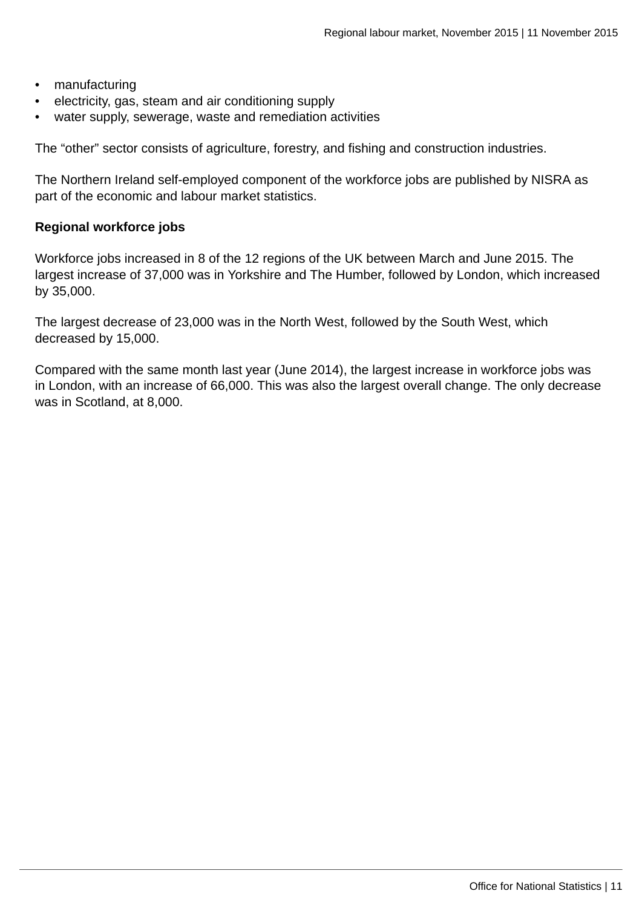- manufacturing
- electricity, gas, steam and air conditioning supply
- water supply, sewerage, waste and remediation activities

The “other” sector consists of agriculture, forestry, and fishing and construction industries.

The Northern Ireland self-employed component of the workforce jobs are published by NISRA as part of the economic and labour market statistics.

**Regional workforce jobs**

Workforce jobs increased in 8 of the 12 regions of the UK between March and June 2015. The largest increase of 37,000 was in Yorkshire and The Humber, followed by London, which increased by 35,000.

The largest decrease of 23,000 was in the North West, followed by the South West, which decreased by 15,000.

Compared with the same month last year (June 2014), the largest increase in workforce jobs was in London, with an increase of 66,000. This was also the largest overall change. The only decrease was in Scotland, at 8,000.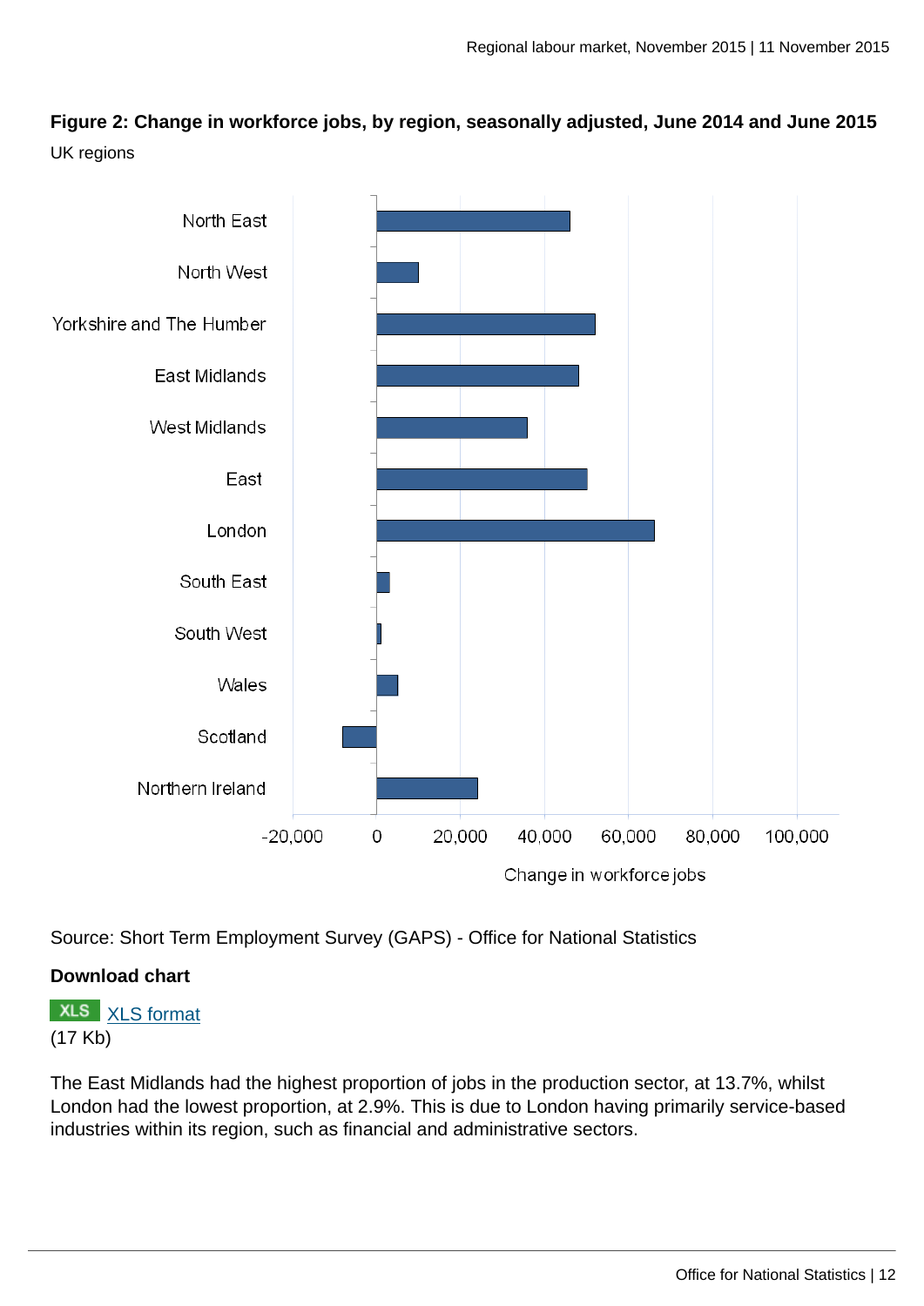**Figure 2: Change in workforce jobs, by region, seasonally adjusted, June 2014 and June 2015**

UK regions

North East
North West
Yorkshire and The Humber
East Midlands
West Midlands
East
London
South East
South West
Wales
Scotland
Northern Ireland

-20,000
0
20,000
40,000
60,000
80,000
100,000

Change in workforce jobs

Source: Short Term Employment Survey (GAPS) - Office for National Statistics

**Download chart**

XLS [XLS format](#)
(17 Kb)

The East Midlands had the highest proportion of jobs in the production sector, at 13.7%, whilst London had the lowest proportion, at 2.9%. This is due to London having primarily service-based industries within its region, such as financial and administrative sectors.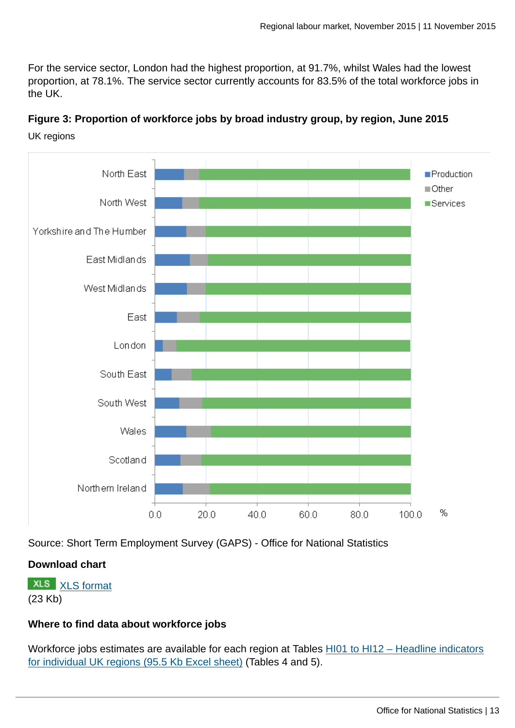For the service sector, London had the highest proportion, at 91.7%, whilst Wales had the lowest proportion, at 78.1%. The service sector currently accounts for 83.5% of the total workforce jobs in the UK.

**Figure 3: Proportion of workforce jobs by broad industry group, by region, June 2015**

UK regions

North East
North West
Yorkshire and The Humber
East Midlands
West Midlands
East
London
South East
South West
Wales
Scotland
Northern Ireland

0.0
20.0
40.0
60.0
80.0
100.0
%

Production
Other
Services

Source: Short Term Employment Survey (GAPS) - Office for National Statistics

**Download chart**

XLS [XLS format](#)
(23 Kb)

**Where to find data about workforce jobs**

Workforce jobs estimates are available for each region at Tables [HI01 to HI12 – Headline indicators for individual UK regions (95.5 Kb Excel sheet)](#) (Tables 4 and 5).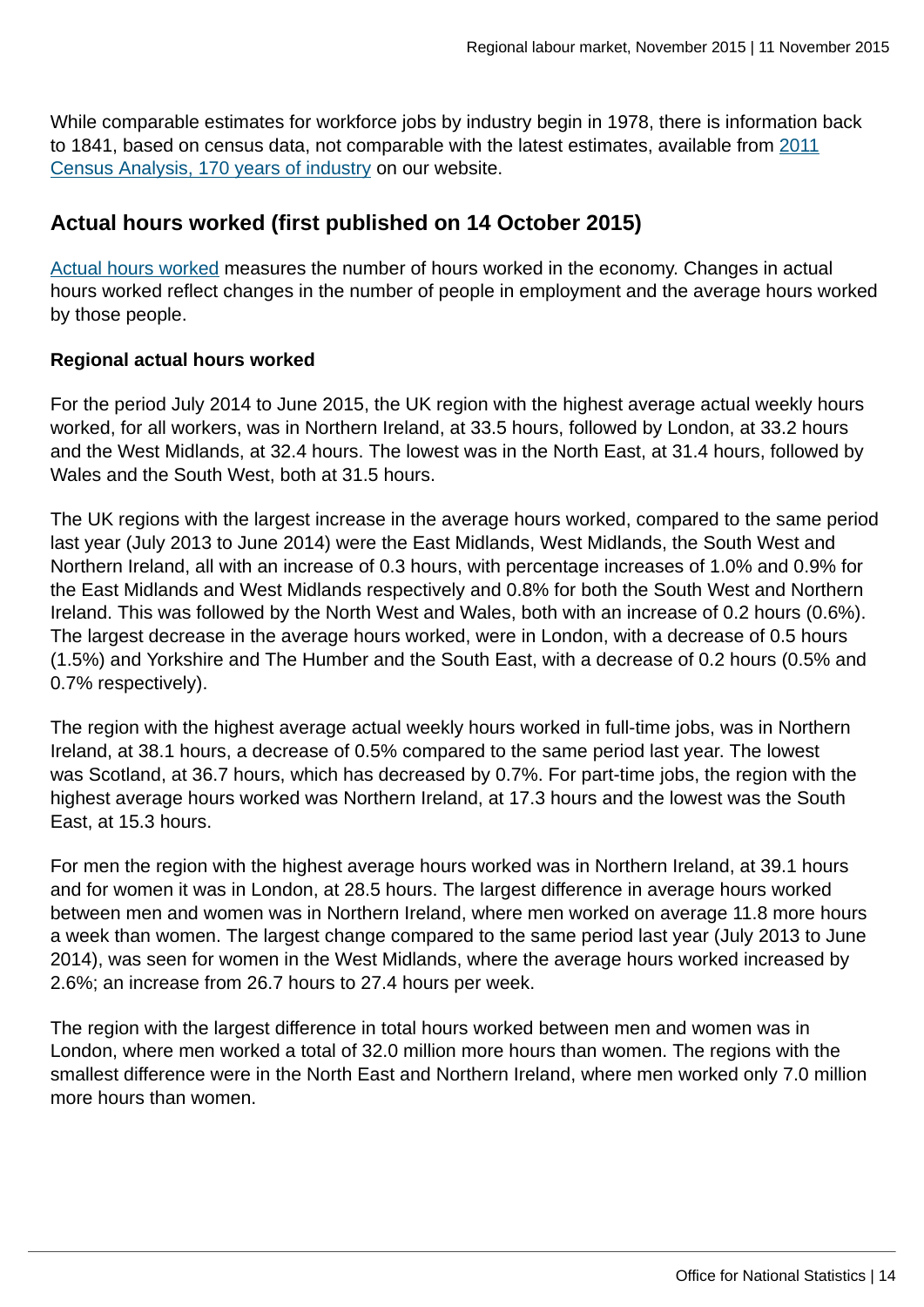While comparable estimates for workforce jobs by industry begin in 1978, there is information back to 1841, based on census data, not comparable with the latest estimates, available from [2011 Census Analysis, 170 years of industry] on our website.

## Actual hours worked (first published on 14 October 2015)

[Actual hours worked] measures the number of hours worked in the economy. Changes in actual hours worked reflect changes in the number of people in employment and the average hours worked by those people.

### Regional actual hours worked

For the period July 2014 to June 2015, the UK region with the highest average actual weekly hours worked, for all workers, was in Northern Ireland, at 33.5 hours, followed by London, at 33.2 hours and the West Midlands, at 32.4 hours. The lowest was in the North East, at 31.4 hours, followed by Wales and the South West, both at 31.5 hours.

The UK regions with the largest increase in the average hours worked, compared to the same period last year (July 2013 to June 2014) were the East Midlands, West Midlands, the South West and Northern Ireland, all with an increase of 0.3 hours, with percentage increases of 1.0% and 0.9% for the East Midlands and West Midlands respectively and 0.8% for both the South West and Northern Ireland. This was followed by the North West and Wales, both with an increase of 0.2 hours (0.6%). The largest decrease in the average hours worked, were in London, with a decrease of 0.5 hours (1.5%) and Yorkshire and The Humber and the South East, with a decrease of 0.2 hours (0.5% and 0.7% respectively).

The region with the highest average actual weekly hours worked in full-time jobs, was in Northern Ireland, at 38.1 hours, a decrease of 0.5% compared to the same period last year. The lowest was Scotland, at 36.7 hours, which has decreased by 0.7%. For part-time jobs, the region with the highest average hours worked was Northern Ireland, at 17.3 hours and the lowest was the South East, at 15.3 hours.

For men the region with the highest average hours worked was in Northern Ireland, at 39.1 hours and for women it was in London, at 28.5 hours. The largest difference in average hours worked between men and women was in Northern Ireland, where men worked on average 11.8 more hours a week than women. The largest change compared to the same period last year (July 2013 to June 2014), was seen for women in the West Midlands, where the average hours worked increased by 2.6%; an increase from 26.7 hours to 27.4 hours per week.

The region with the largest difference in total hours worked between men and women was in London, where men worked a total of 32.0 million more hours than women. The regions with the smallest difference were in the North East and Northern Ireland, where men worked only 7.0 million more hours than women.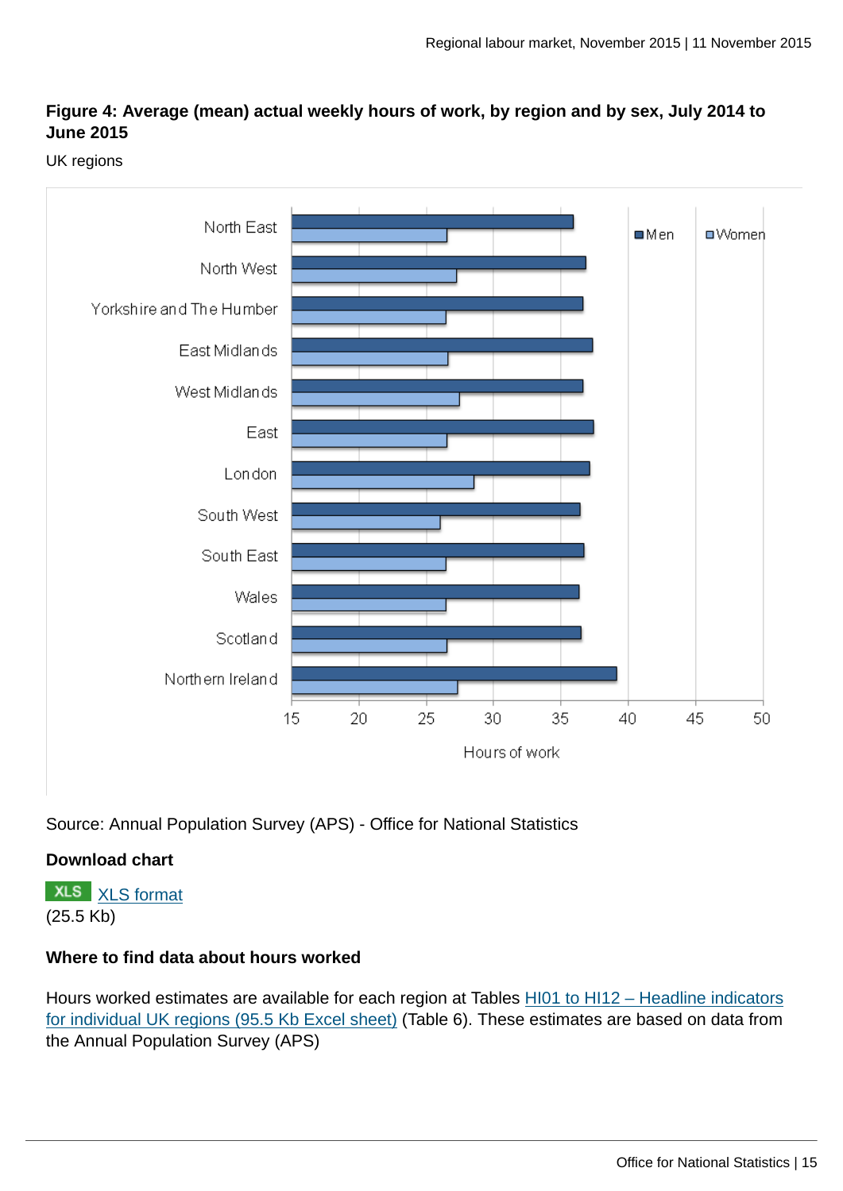**Figure 4: Average (mean) actual weekly hours of work, by region and by sex, July 2014 to June 2015**

UK regions

North East
North West
Yorkshire and The Humber
East Midlands
West Midlands
East
London
South West
South East
Wales
Scotland
Northern Ireland

Men
Women

15 20 25 30 35 40 45 50

Hours of work

Source: Annual Population Survey (APS) - Office for National Statistics

**Download chart**

XLS [XLS format](#)
(25.5 Kb)

**Where to find data about hours worked**

Hours worked estimates are available for each region at Tables [HI01 to HI12 – Headline indicators for individual UK regions (95.5 Kb Excel sheet)](#) (Table 6). These estimates are based on data from the Annual Population Survey (APS)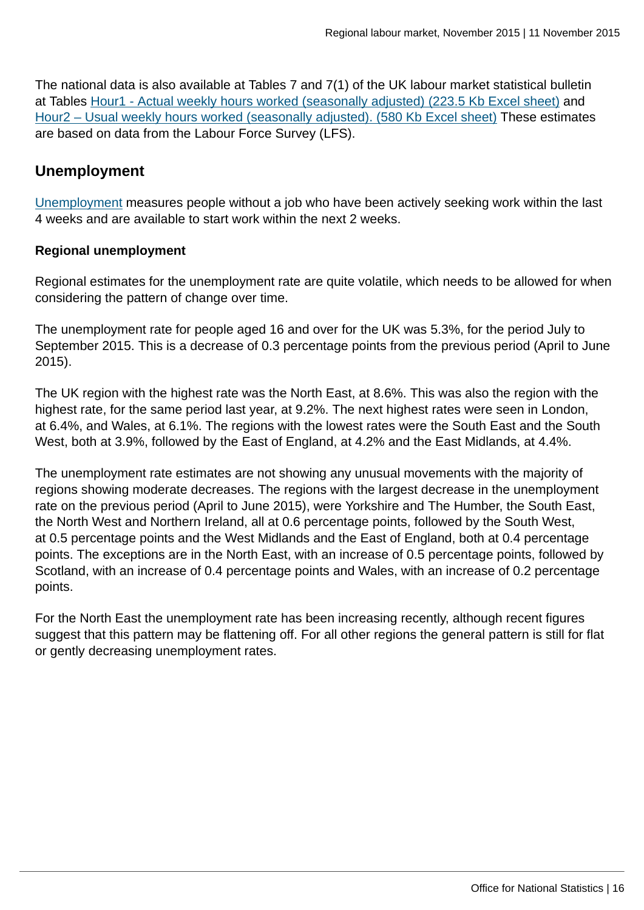The national data is also available at Tables 7 and 7(1) of the UK labour market statistical bulletin at Tables [Hour1 - Actual weekly hours worked (seasonally adjusted) (223.5 Kb Excel sheet)] and [Hour2 – Usual weekly hours worked (seasonally adjusted). (580 Kb Excel sheet)] These estimates are based on data from the Labour Force Survey (LFS).

## Unemployment

Unemployment measures people without a job who have been actively seeking work within the last 4 weeks and are available to start work within the next 2 weeks.

### Regional unemployment

Regional estimates for the unemployment rate are quite volatile, which needs to be allowed for when considering the pattern of change over time.

The unemployment rate for people aged 16 and over for the UK was 5.3%, for the period July to September 2015. This is a decrease of 0.3 percentage points from the previous period (April to June 2015).

The UK region with the highest rate was the North East, at 8.6%. This was also the region with the highest rate, for the same period last year, at 9.2%. The next highest rates were seen in London, at 6.4%, and Wales, at 6.1%. The regions with the lowest rates were the South East and the South West, both at 3.9%, followed by the East of England, at 4.2% and the East Midlands, at 4.4%.

The unemployment rate estimates are not showing any unusual movements with the majority of regions showing moderate decreases. The regions with the largest decrease in the unemployment rate on the previous period (April to June 2015), were Yorkshire and The Humber, the South East, the North West and Northern Ireland, all at 0.6 percentage points, followed by the South West, at 0.5 percentage points and the West Midlands and the East of England, both at 0.4 percentage points. The exceptions are in the North East, with an increase of 0.5 percentage points, followed by Scotland, with an increase of 0.4 percentage points and Wales, with an increase of 0.2 percentage points.

For the North East the unemployment rate has been increasing recently, although recent figures suggest that this pattern may be flattening off. For all other regions the general pattern is still for flat or gently decreasing unemployment rates.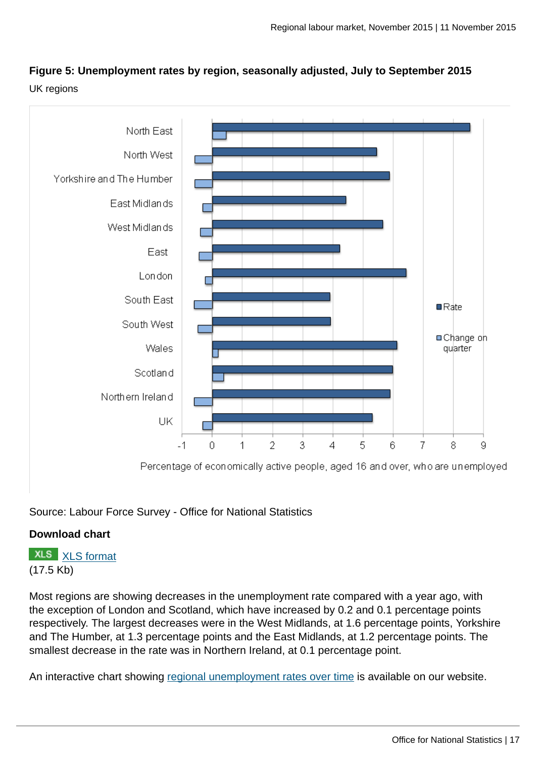**Figure 5: Unemployment rates by region, seasonally adjusted, July to September 2015**

UK regions

North East
North West
Yorkshire and The Humber
East Midlands
West Midlands
East
London
South East
South West
Wales
Scotland
Northern Ireland
UK

-1 0 1 2 3 4 5 6 7 8 9

Percentage of economically active people, aged 16 and over, who are unemployed

Rate
Change on quarter

Source: Labour Force Survey - Office for National Statistics

**Download chart**

XLS [XLS format](#)
(17.5 Kb)

Most regions are showing decreases in the unemployment rate compared with a year ago, with the exception of London and Scotland, which have increased by 0.2 and 0.1 percentage points respectively. The largest decreases were in the West Midlands, at 1.6 percentage points, Yorkshire and The Humber, at 1.3 percentage points and the East Midlands, at 1.2 percentage points. The smallest decrease in the rate was in Northern Ireland, at 0.1 percentage point.

An interactive chart showing [regional unemployment rates over time](#) is available on our website.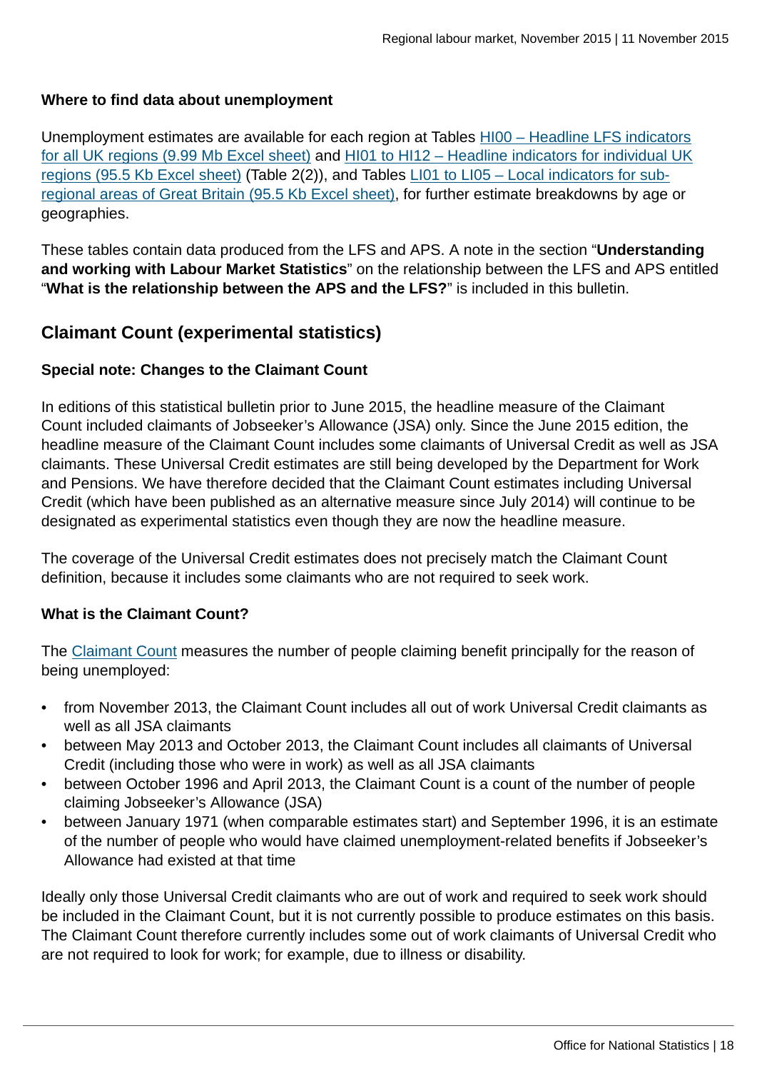**Where to find data about unemployment**

Unemployment estimates are available for each region at Tables HI00 – Headline LFS indicators for all UK regions (9.99 Mb Excel sheet) and HI01 to HI12 – Headline indicators for individual UK regions (95.5 Kb Excel sheet) (Table 2(2)), and Tables LI01 to LI05 – Local indicators for sub-regional areas of Great Britain (95.5 Kb Excel sheet), for further estimate breakdowns by age or geographies.

These tables contain data produced from the LFS and APS. A note in the section "**Understanding and working with Labour Market Statistics**" on the relationship between the LFS and APS entitled "**What is the relationship between the APS and the LFS?**" is included in this bulletin.

## Claimant Count (experimental statistics)

**Special note: Changes to the Claimant Count**

In editions of this statistical bulletin prior to June 2015, the headline measure of the Claimant Count included claimants of Jobseeker's Allowance (JSA) only. Since the June 2015 edition, the headline measure of the Claimant Count includes some claimants of Universal Credit as well as JSA claimants. These Universal Credit estimates are still being developed by the Department for Work and Pensions. We have therefore decided that the Claimant Count estimates including Universal Credit (which have been published as an alternative measure since July 2014) will continue to be designated as experimental statistics even though they are now the headline measure.

The coverage of the Universal Credit estimates does not precisely match the Claimant Count definition, because it includes some claimants who are not required to seek work.

**What is the Claimant Count?**

The Claimant Count measures the number of people claiming benefit principally for the reason of being unemployed:

- from November 2013, the Claimant Count includes all out of work Universal Credit claimants as well as all JSA claimants
- between May 2013 and October 2013, the Claimant Count includes all claimants of Universal Credit (including those who were in work) as well as all JSA claimants
- between October 1996 and April 2013, the Claimant Count is a count of the number of people claiming Jobseeker's Allowance (JSA)
- between January 1971 (when comparable estimates start) and September 1996, it is an estimate of the number of people who would have claimed unemployment-related benefits if Jobseeker's Allowance had existed at that time

Ideally only those Universal Credit claimants who are out of work and required to seek work should be included in the Claimant Count, but it is not currently possible to produce estimates on this basis. The Claimant Count therefore currently includes some out of work claimants of Universal Credit who are not required to look for work; for example, due to illness or disability.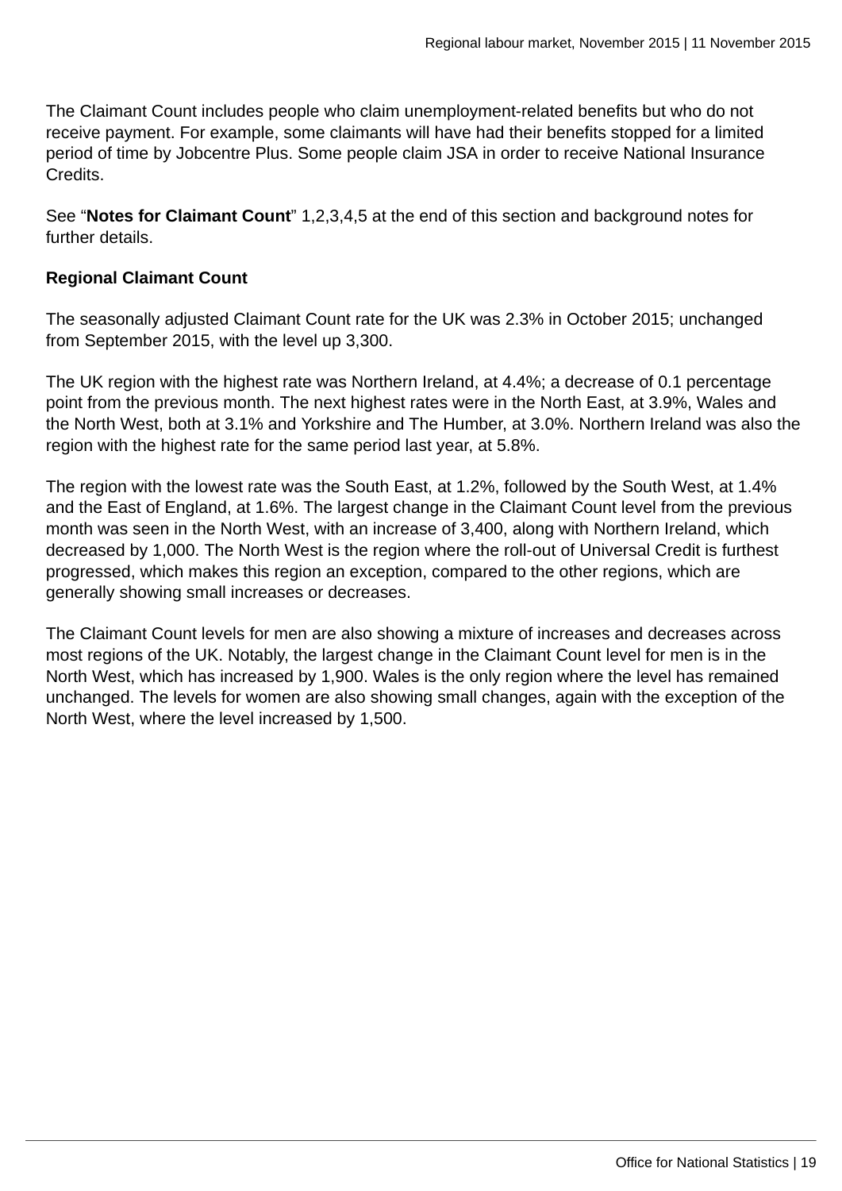The Claimant Count includes people who claim unemployment-related benefits but who do not receive payment. For example, some claimants will have had their benefits stopped for a limited period of time by Jobcentre Plus. Some people claim JSA in order to receive National Insurance Credits.

See "**Notes for Claimant Count**" 1,2,3,4,5 at the end of this section and background notes for further details.

**Regional Claimant Count**

The seasonally adjusted Claimant Count rate for the UK was 2.3% in October 2015; unchanged from September 2015, with the level up 3,300.

The UK region with the highest rate was Northern Ireland, at 4.4%; a decrease of 0.1 percentage point from the previous month. The next highest rates were in the North East, at 3.9%, Wales and the North West, both at 3.1% and Yorkshire and The Humber, at 3.0%. Northern Ireland was also the region with the highest rate for the same period last year, at 5.8%.

The region with the lowest rate was the South East, at 1.2%, followed by the South West, at 1.4% and the East of England, at 1.6%. The largest change in the Claimant Count level from the previous month was seen in the North West, with an increase of 3,400, along with Northern Ireland, which decreased by 1,000. The North West is the region where the roll-out of Universal Credit is furthest progressed, which makes this region an exception, compared to the other regions, which are generally showing small increases or decreases.

The Claimant Count levels for men are also showing a mixture of increases and decreases across most regions of the UK. Notably, the largest change in the Claimant Count level for men is in the North West, which has increased by 1,900. Wales is the only region where the level has remained unchanged. The levels for women are also showing small changes, again with the exception of the North West, where the level increased by 1,500.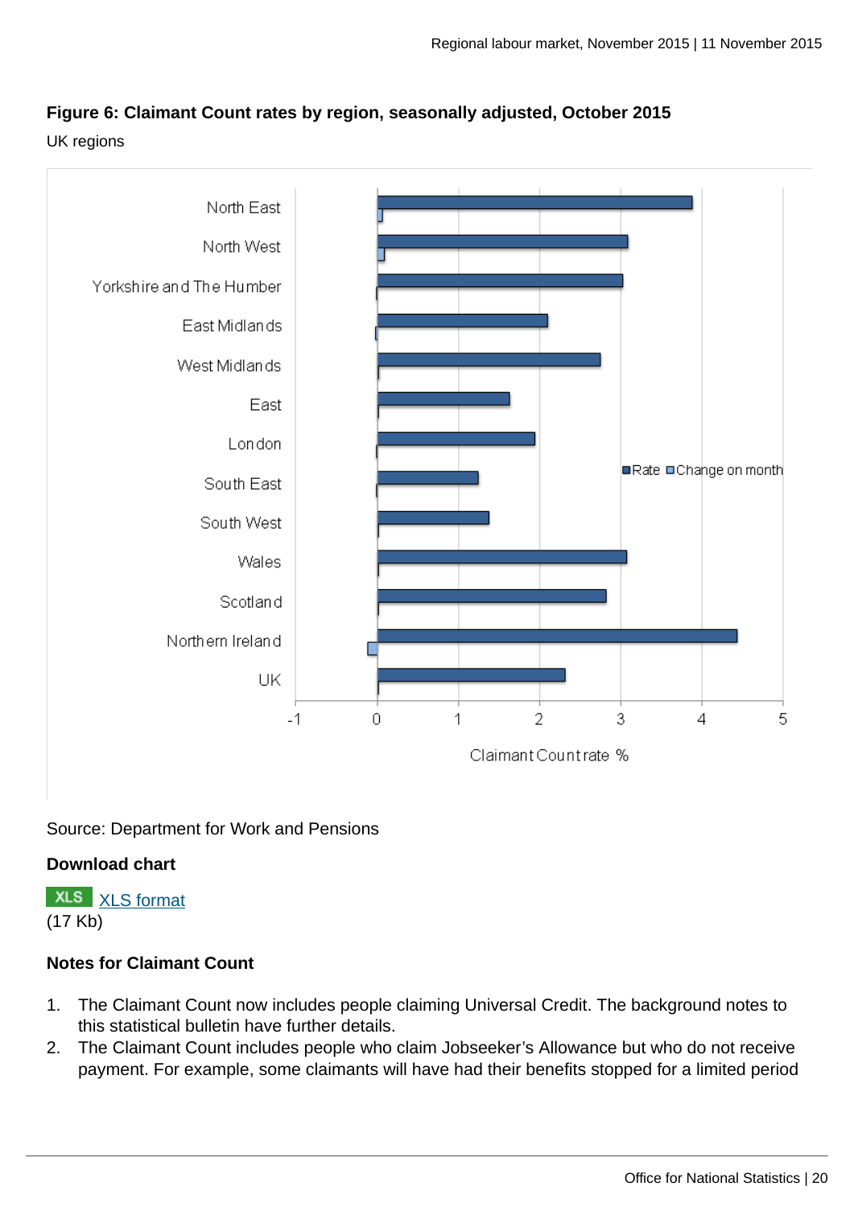**Figure 6: Claimant Count rates by region, seasonally adjusted, October 2015**

UK regions

North East
North West
Yorkshire and The Humber
East Midlands
West Midlands
East
London
South East
South West
Wales
Scotland
Northern Ireland
UK

Rate
Change on month

-1
0
1
2
3
4
5

Claimant Count rate %

Source: Department for Work and Pensions

**Download chart**

XLS [XLS format](XLS format)
(17 Kb)

**Notes for Claimant Count**

1. The Claimant Count now includes people claiming Universal Credit. The background notes to this statistical bulletin have further details.
2. The Claimant Count includes people who claim Jobseeker's Allowance but who do not receive payment. For example, some claimants will have had their benefits stopped for a limited period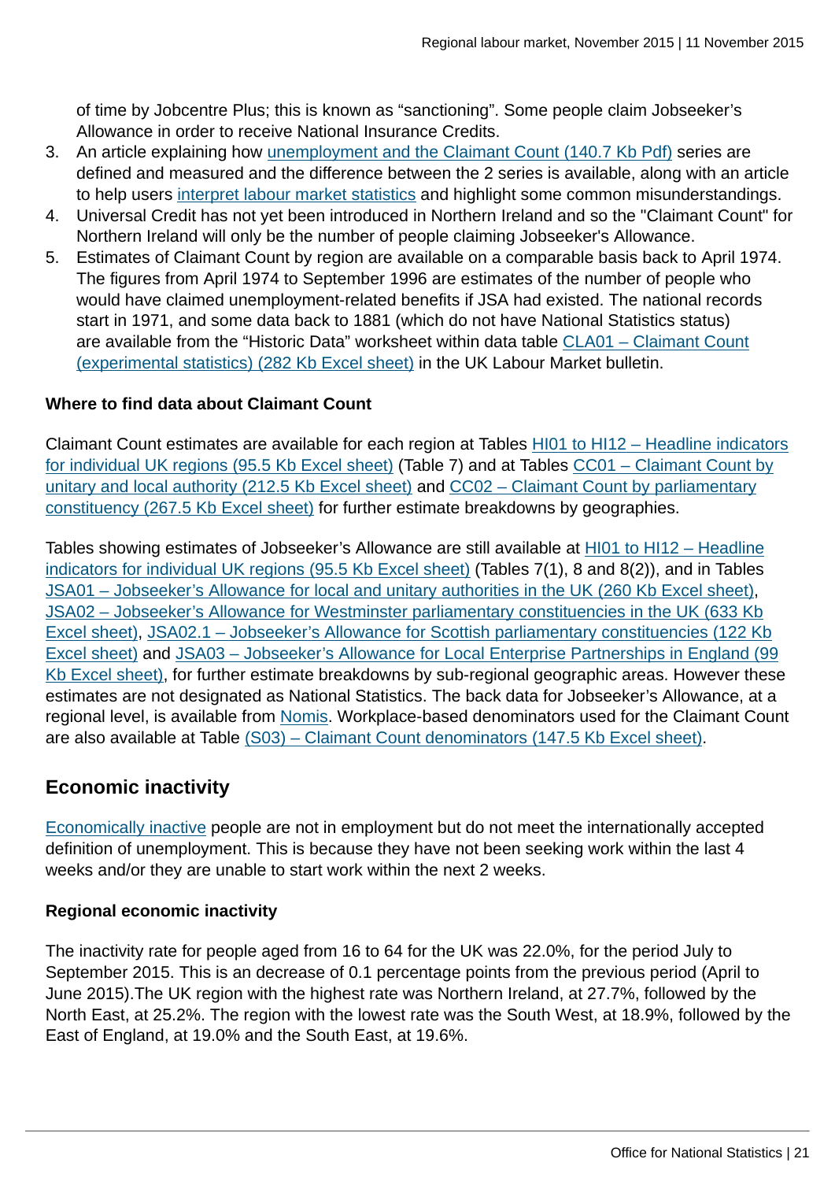of time by Jobcentre Plus; this is known as “sanctioning”. Some people claim Jobseeker’s Allowance in order to receive National Insurance Credits.

3. An article explaining how unemployment and the Claimant Count (140.7 Kb Pdf) series are defined and measured and the difference between the 2 series is available, along with an article to help users interpret labour market statistics and highlight some common misunderstandings.
4. Universal Credit has not yet been introduced in Northern Ireland and so the "Claimant Count" for Northern Ireland will only be the number of people claiming Jobseeker's Allowance.
5. Estimates of Claimant Count by region are available on a comparable basis back to April 1974. The figures from April 1974 to September 1996 are estimates of the number of people who would have claimed unemployment-related benefits if JSA had existed. The national records start in 1971, and some data back to 1881 (which do not have National Statistics status) are available from the “Historic Data” worksheet within data table CLA01 – Claimant Count (experimental statistics) (282 Kb Excel sheet) in the UK Labour Market bulletin.

**Where to find data about Claimant Count**

Claimant Count estimates are available for each region at Tables HI01 to HI12 – Headline indicators for individual UK regions (95.5 Kb Excel sheet) (Table 7) and at Tables CC01 – Claimant Count by unitary and local authority (212.5 Kb Excel sheet) and CC02 – Claimant Count by parliamentary constituency (267.5 Kb Excel sheet) for further estimate breakdowns by geographies.

Tables showing estimates of Jobseeker’s Allowance are still available at HI01 to HI12 – Headline indicators for individual UK regions (95.5 Kb Excel sheet) (Tables 7(1), 8 and 8(2)), and in Tables JSA01 – Jobseeker’s Allowance for local and unitary authorities in the UK (260 Kb Excel sheet), JSA02 – Jobseeker’s Allowance for Westminster parliamentary constituencies in the UK (633 Kb Excel sheet), JSA02.1 – Jobseeker’s Allowance for Scottish parliamentary constituencies (122 Kb Excel sheet) and JSA03 – Jobseeker’s Allowance for Local Enterprise Partnerships in England (99 Kb Excel sheet), for further estimate breakdowns by sub-regional geographic areas. However these estimates are not designated as National Statistics. The back data for Jobseeker’s Allowance, at a regional level, is available from Nomis. Workplace-based denominators used for the Claimant Count are also available at Table (S03) – Claimant Count denominators (147.5 Kb Excel sheet).

## Economic inactivity

Economically inactive people are not in employment but do not meet the internationally accepted definition of unemployment. This is because they have not been seeking work within the last 4 weeks and/or they are unable to start work within the next 2 weeks.

**Regional economic inactivity**

The inactivity rate for people aged from 16 to 64 for the UK was 22.0%, for the period July to September 2015. This is an decrease of 0.1 percentage points from the previous period (April to June 2015).The UK region with the highest rate was Northern Ireland, at 27.7%, followed by the North East, at 25.2%. The region with the lowest rate was the South West, at 18.9%, followed by the East of England, at 19.0% and the South East, at 19.6%.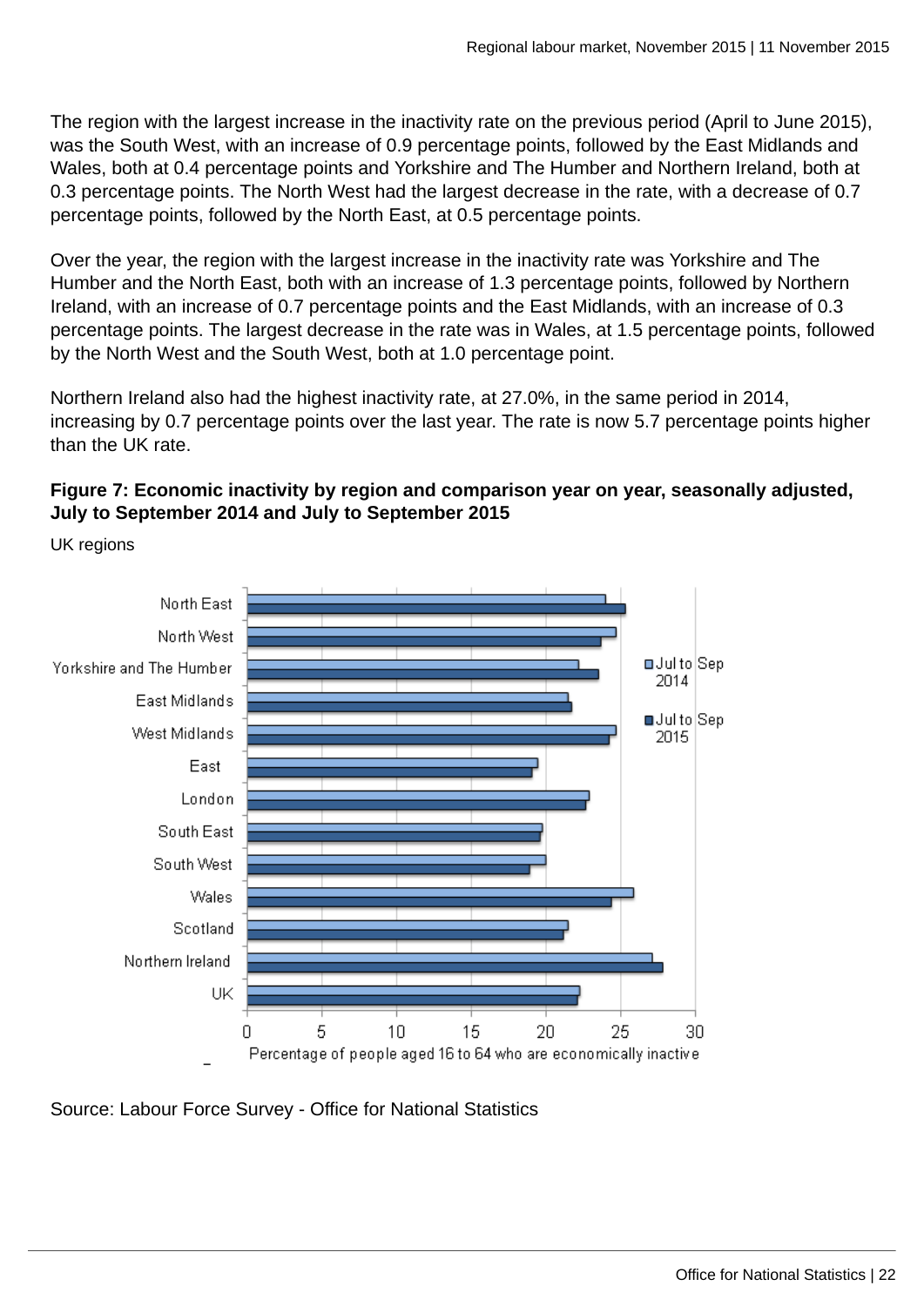The region with the largest increase in the inactivity rate on the previous period (April to June 2015), was the South West, with an increase of 0.9 percentage points, followed by the East Midlands and Wales, both at 0.4 percentage points and Yorkshire and The Humber and Northern Ireland, both at 0.3 percentage points. The North West had the largest decrease in the rate, with a decrease of 0.7 percentage points, followed by the North East, at 0.5 percentage points.

Over the year, the region with the largest increase in the inactivity rate was Yorkshire and The Humber and the North East, both with an increase of 1.3 percentage points, followed by Northern Ireland, with an increase of 0.7 percentage points and the East Midlands, with an increase of 0.3 percentage points. The largest decrease in the rate was in Wales, at 1.5 percentage points, followed by the North West and the South West, both at 1.0 percentage point.

Northern Ireland also had the highest inactivity rate, at 27.0%, in the same period in 2014, increasing by 0.7 percentage points over the last year. The rate is now 5.7 percentage points higher than the UK rate.

**Figure 7: Economic inactivity by region and comparison year on year, seasonally adjusted, July to September 2014 and July to September 2015**

UK regions

Source: Labour Force Survey - Office for National Statistics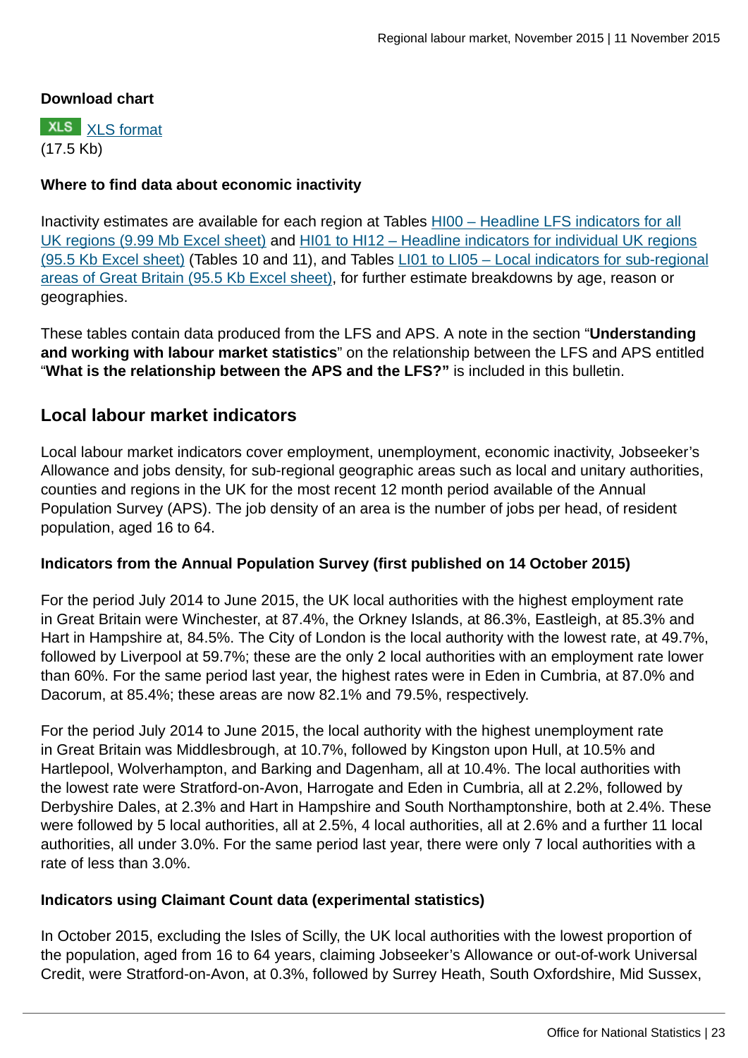**Download chart**

XLS [XLS format](#)
(17.5 Kb)

**Where to find data about economic inactivity**

Inactivity estimates are available for each region at Tables [HI00 – Headline LFS indicators for all UK regions (9.99 Mb Excel sheet)](#) and [HI01 to HI12 – Headline indicators for individual UK regions (95.5 Kb Excel sheet)](#) (Tables 10 and 11), and Tables [LI01 to LI05 – Local indicators for sub-regional areas of Great Britain (95.5 Kb Excel sheet)](#), for further estimate breakdowns by age, reason or geographies.

These tables contain data produced from the LFS and APS. A note in the section "**Understanding and working with labour market statistics**" on the relationship between the LFS and APS entitled "**What is the relationship between the APS and the LFS?"** is included in this bulletin.

## Local labour market indicators

Local labour market indicators cover employment, unemployment, economic inactivity, Jobseeker's Allowance and jobs density, for sub-regional geographic areas such as local and unitary authorities, counties and regions in the UK for the most recent 12 month period available of the Annual Population Survey (APS). The job density of an area is the number of jobs per head, of resident population, aged 16 to 64.

**Indicators from the Annual Population Survey (first published on 14 October 2015)**

For the period July 2014 to June 2015, the UK local authorities with the highest employment rate in Great Britain were Winchester, at 87.4%, the Orkney Islands, at 86.3%, Eastleigh, at 85.3% and Hart in Hampshire at, 84.5%. The City of London is the local authority with the lowest rate, at 49.7%, followed by Liverpool at 59.7%; these are the only 2 local authorities with an employment rate lower than 60%. For the same period last year, the highest rates were in Eden in Cumbria, at 87.0% and Dacorum, at 85.4%; these areas are now 82.1% and 79.5%, respectively.

For the period July 2014 to June 2015, the local authority with the highest unemployment rate in Great Britain was Middlesbrough, at 10.7%, followed by Kingston upon Hull, at 10.5% and Hartlepool, Wolverhampton, and Barking and Dagenham, all at 10.4%. The local authorities with the lowest rate were Stratford-on-Avon, Harrogate and Eden in Cumbria, all at 2.2%, followed by Derbyshire Dales, at 2.3% and Hart in Hampshire and South Northamptonshire, both at 2.4%. These were followed by 5 local authorities, all at 2.5%, 4 local authorities, all at 2.6% and a further 11 local authorities, all under 3.0%. For the same period last year, there were only 7 local authorities with a rate of less than 3.0%.

**Indicators using Claimant Count data (experimental statistics)**

In October 2015, excluding the Isles of Scilly, the UK local authorities with the lowest proportion of the population, aged from 16 to 64 years, claiming Jobseeker's Allowance or out-of-work Universal Credit, were Stratford-on-Avon, at 0.3%, followed by Surrey Heath, South Oxfordshire, Mid Sussex,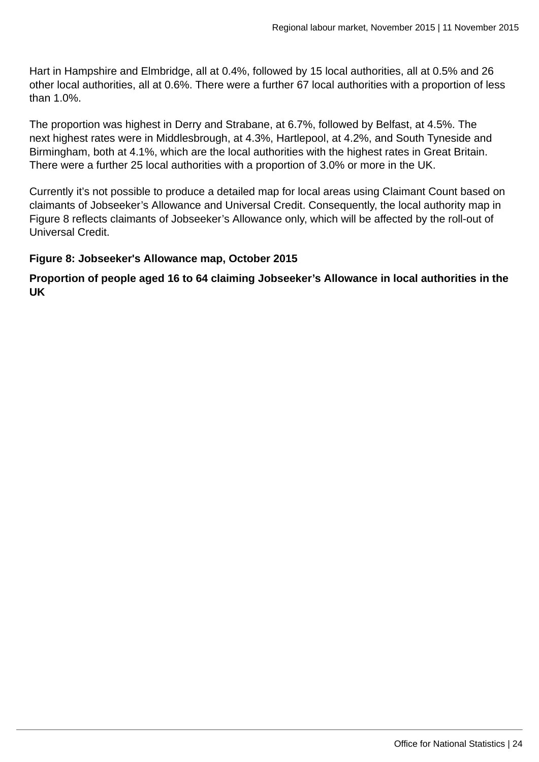Hart in Hampshire and Elmbridge, all at 0.4%, followed by 15 local authorities, all at 0.5% and 26 other local authorities, all at 0.6%. There were a further 67 local authorities with a proportion of less than 1.0%.

The proportion was highest in Derry and Strabane, at 6.7%, followed by Belfast, at 4.5%. The next highest rates were in Middlesbrough, at 4.3%, Hartlepool, at 4.2%, and South Tyneside and Birmingham, both at 4.1%, which are the local authorities with the highest rates in Great Britain. There were a further 25 local authorities with a proportion of 3.0% or more in the UK.

Currently it's not possible to produce a detailed map for local areas using Claimant Count based on claimants of Jobseeker's Allowance and Universal Credit. Consequently, the local authority map in Figure 8 reflects claimants of Jobseeker's Allowance only, which will be affected by the roll-out of Universal Credit.

**Figure 8: Jobseeker's Allowance map, October 2015**

**Proportion of people aged 16 to 64 claiming Jobseeker's Allowance in local authorities in the UK**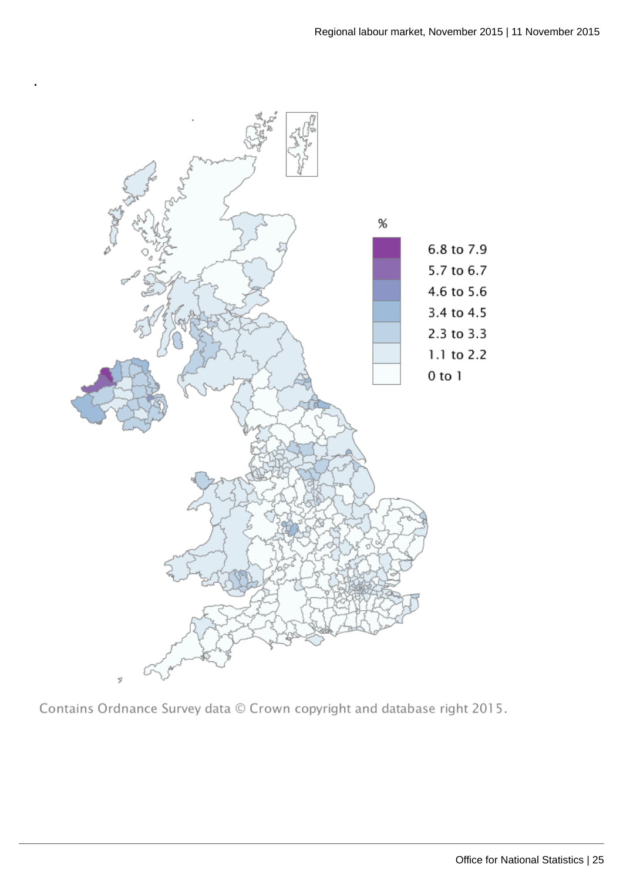%

6.8 to 7.9

5.7 to 6.7

4.6 to 5.6

3.4 to 4.5

2.3 to 3.3

1.1 to 2.2

0 to 1

Contains Ordnance Survey data © Crown copyright and database right 2015.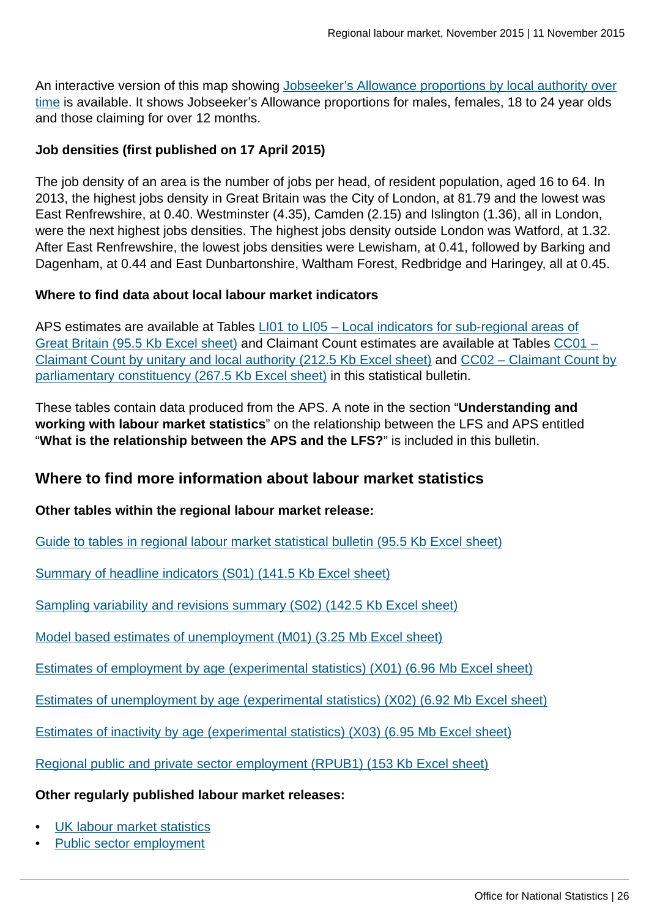An interactive version of this map showing Jobseeker's Allowance proportions by local authority over time is available. It shows Jobseeker's Allowance proportions for males, females, 18 to 24 year olds and those claiming for over 12 months.

**Job densities (first published on 17 April 2015)**

The job density of an area is the number of jobs per head, of resident population, aged 16 to 64. In 2013, the highest jobs density in Great Britain was the City of London, at 81.79 and the lowest was East Renfrewshire, at 0.40. Westminster (4.35), Camden (2.15) and Islington (1.36), all in London, were the next highest jobs densities. The highest jobs density outside London was Watford, at 1.32. After East Renfrewshire, the lowest jobs densities were Lewisham, at 0.41, followed by Barking and Dagenham, at 0.44 and East Dunbartonshire, Waltham Forest, Redbridge and Haringey, all at 0.45.

**Where to find data about local labour market indicators**

APS estimates are available at Tables LI01 to LI05 – Local indicators for sub-regional areas of Great Britain (95.5 Kb Excel sheet) and Claimant Count estimates are available at Tables CC01 – Claimant Count by unitary and local authority (212.5 Kb Excel sheet) and CC02 – Claimant Count by parliamentary constituency (267.5 Kb Excel sheet) in this statistical bulletin.

These tables contain data produced from the APS. A note in the section "**Understanding and working with labour market statistics**" on the relationship between the LFS and APS entitled "**What is the relationship between the APS and the LFS?**" is included in this bulletin.

## Where to find more information about labour market statistics

**Other tables within the regional labour market release:**

Guide to tables in regional labour market statistical bulletin (95.5 Kb Excel sheet)

Summary of headline indicators (S01) (141.5 Kb Excel sheet)

Sampling variability and revisions summary (S02) (142.5 Kb Excel sheet)

Model based estimates of unemployment (M01) (3.25 Mb Excel sheet)

Estimates of employment by age (experimental statistics) (X01) (6.96 Mb Excel sheet)

Estimates of unemployment by age (experimental statistics) (X02) (6.92 Mb Excel sheet)

Estimates of inactivity by age (experimental statistics) (X03) (6.95 Mb Excel sheet)

Regional public and private sector employment (RPUB1) (153 Kb Excel sheet)

**Other regularly published labour market releases:**

- UK labour market statistics
- Public sector employment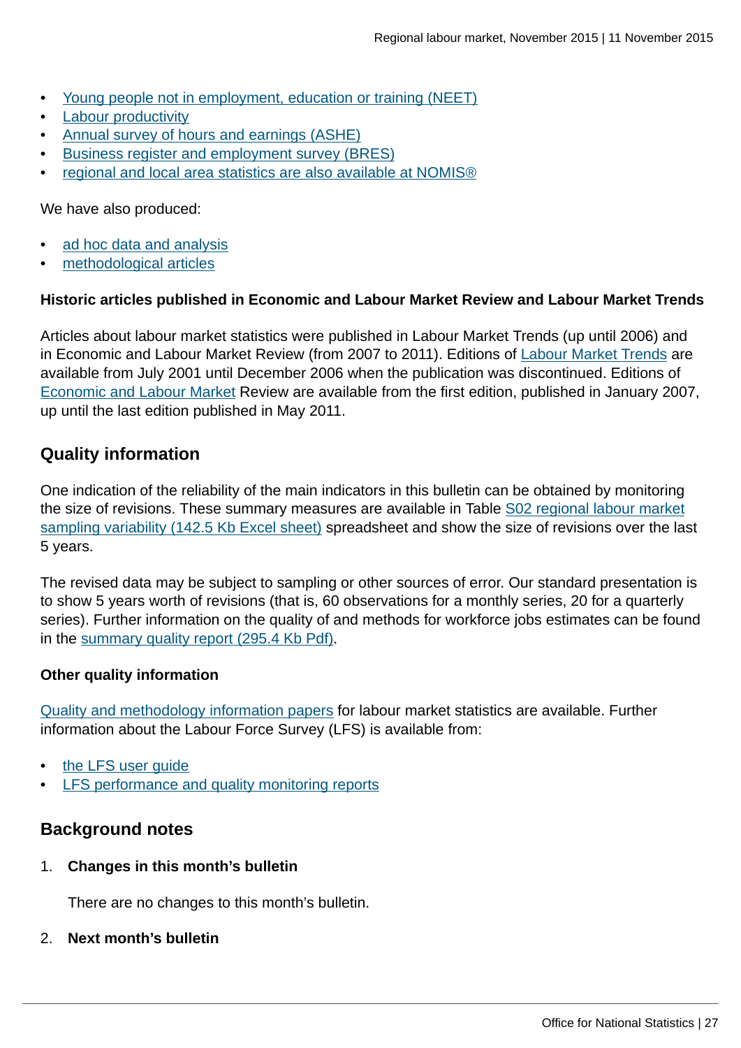- Young people not in employment, education or training (NEET)
- Labour productivity
- Annual survey of hours and earnings (ASHE)
- Business register and employment survey (BRES)
- regional and local area statistics are also available at NOMIS®

We have also produced:

- ad hoc data and analysis
- methodological articles

**Historic articles published in Economic and Labour Market Review and Labour Market Trends**

Articles about labour market statistics were published in Labour Market Trends (up until 2006) and in Economic and Labour Market Review (from 2007 to 2011). Editions of Labour Market Trends are available from July 2001 until December 2006 when the publication was discontinued. Editions of Economic and Labour Market Review are available from the first edition, published in January 2007, up until the last edition published in May 2011.

## Quality information

One indication of the reliability of the main indicators in this bulletin can be obtained by monitoring the size of revisions. These summary measures are available in Table S02 regional labour market sampling variability (142.5 Kb Excel sheet) spreadsheet and show the size of revisions over the last 5 years.

The revised data may be subject to sampling or other sources of error. Our standard presentation is to show 5 years worth of revisions (that is, 60 observations for a monthly series, 20 for a quarterly series). Further information on the quality of and methods for workforce jobs estimates can be found in the summary quality report (295.4 Kb Pdf).

**Other quality information**

Quality and methodology information papers for labour market statistics are available. Further information about the Labour Force Survey (LFS) is available from:

- the LFS user guide
- LFS performance and quality monitoring reports

## Background notes

1. **Changes in this month's bulletin**

   There are no changes to this month's bulletin.

2. **Next month's bulletin**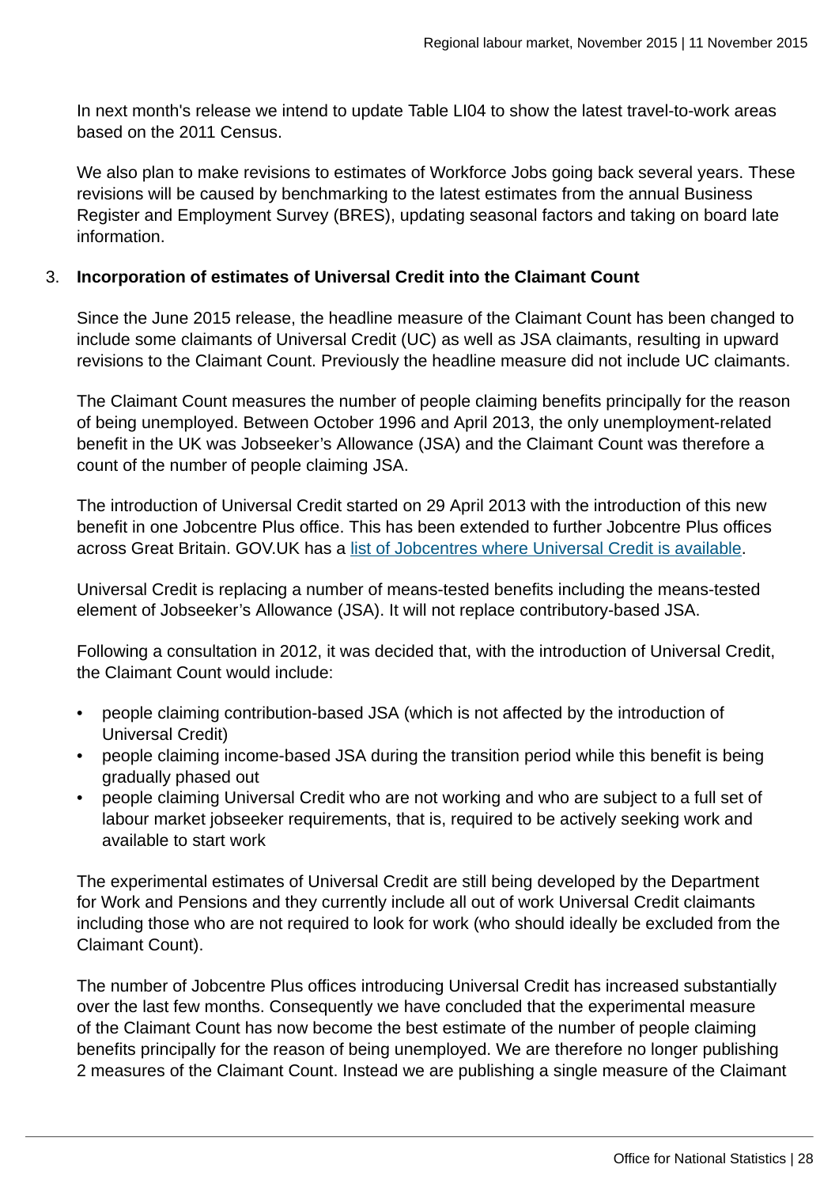In next month's release we intend to update Table LI04 to show the latest travel-to-work areas based on the 2011 Census.

We also plan to make revisions to estimates of Workforce Jobs going back several years. These revisions will be caused by benchmarking to the latest estimates from the annual Business Register and Employment Survey (BRES), updating seasonal factors and taking on board late information.

3. **Incorporation of estimates of Universal Credit into the Claimant Count**

Since the June 2015 release, the headline measure of the Claimant Count has been changed to include some claimants of Universal Credit (UC) as well as JSA claimants, resulting in upward revisions to the Claimant Count. Previously the headline measure did not include UC claimants.

The Claimant Count measures the number of people claiming benefits principally for the reason of being unemployed. Between October 1996 and April 2013, the only unemployment-related benefit in the UK was Jobseeker's Allowance (JSA) and the Claimant Count was therefore a count of the number of people claiming JSA.

The introduction of Universal Credit started on 29 April 2013 with the introduction of this new benefit in one Jobcentre Plus office. This has been extended to further Jobcentre Plus offices across Great Britain. GOV.UK has a [list of Jobcentres where Universal Credit is available](list of Jobcentres where Universal Credit is available).

Universal Credit is replacing a number of means-tested benefits including the means-tested element of Jobseeker's Allowance (JSA). It will not replace contributory-based JSA.

Following a consultation in 2012, it was decided that, with the introduction of Universal Credit, the Claimant Count would include:

- people claiming contribution-based JSA (which is not affected by the introduction of Universal Credit)
- people claiming income-based JSA during the transition period while this benefit is being gradually phased out
- people claiming Universal Credit who are not working and who are subject to a full set of labour market jobseeker requirements, that is, required to be actively seeking work and available to start work

The experimental estimates of Universal Credit are still being developed by the Department for Work and Pensions and they currently include all out of work Universal Credit claimants including those who are not required to look for work (who should ideally be excluded from the Claimant Count).

The number of Jobcentre Plus offices introducing Universal Credit has increased substantially over the last few months. Consequently we have concluded that the experimental measure of the Claimant Count has now become the best estimate of the number of people claiming benefits principally for the reason of being unemployed. We are therefore no longer publishing 2 measures of the Claimant Count. Instead we are publishing a single measure of the Claimant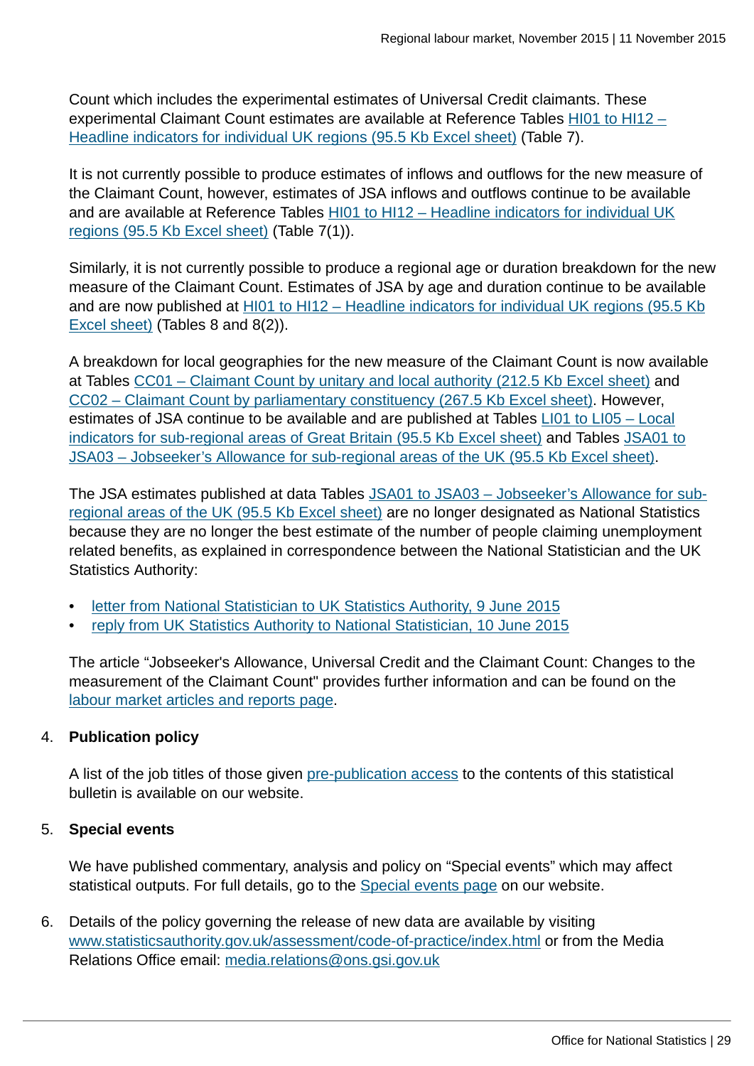Count which includes the experimental estimates of Universal Credit claimants. These experimental Claimant Count estimates are available at Reference Tables HI01 to HI12 – Headline indicators for individual UK regions (95.5 Kb Excel sheet) (Table 7).

It is not currently possible to produce estimates of inflows and outflows for the new measure of the Claimant Count, however, estimates of JSA inflows and outflows continue to be available and are available at Reference Tables HI01 to HI12 – Headline indicators for individual UK regions (95.5 Kb Excel sheet) (Table 7(1)).

Similarly, it is not currently possible to produce a regional age or duration breakdown for the new measure of the Claimant Count. Estimates of JSA by age and duration continue to be available and are now published at HI01 to HI12 – Headline indicators for individual UK regions (95.5 Kb Excel sheet) (Tables 8 and 8(2)).

A breakdown for local geographies for the new measure of the Claimant Count is now available at Tables CC01 – Claimant Count by unitary and local authority (212.5 Kb Excel sheet) and CC02 – Claimant Count by parliamentary constituency (267.5 Kb Excel sheet). However, estimates of JSA continue to be available and are published at Tables LI01 to LI05 – Local indicators for sub-regional areas of Great Britain (95.5 Kb Excel sheet) and Tables JSA01 to JSA03 – Jobseeker's Allowance for sub-regional areas of the UK (95.5 Kb Excel sheet).

The JSA estimates published at data Tables JSA01 to JSA03 – Jobseeker's Allowance for sub-regional areas of the UK (95.5 Kb Excel sheet) are no longer designated as National Statistics because they are no longer the best estimate of the number of people claiming unemployment related benefits, as explained in correspondence between the National Statistician and the UK Statistics Authority:

- letter from National Statistician to UK Statistics Authority, 9 June 2015
- reply from UK Statistics Authority to National Statistician, 10 June 2015

The article "Jobseeker's Allowance, Universal Credit and the Claimant Count: Changes to the measurement of the Claimant Count" provides further information and can be found on the labour market articles and reports page.

4. **Publication policy**

   A list of the job titles of those given pre-publication access to the contents of this statistical bulletin is available on our website.

5. **Special events**

   We have published commentary, analysis and policy on "Special events" which may affect statistical outputs. For full details, go to the Special events page on our website.

6. Details of the policy governing the release of new data are available by visiting www.statisticsauthority.gov.uk/assessment/code-of-practice/index.html or from the Media Relations Office email: media.relations@ons.gsi.gov.uk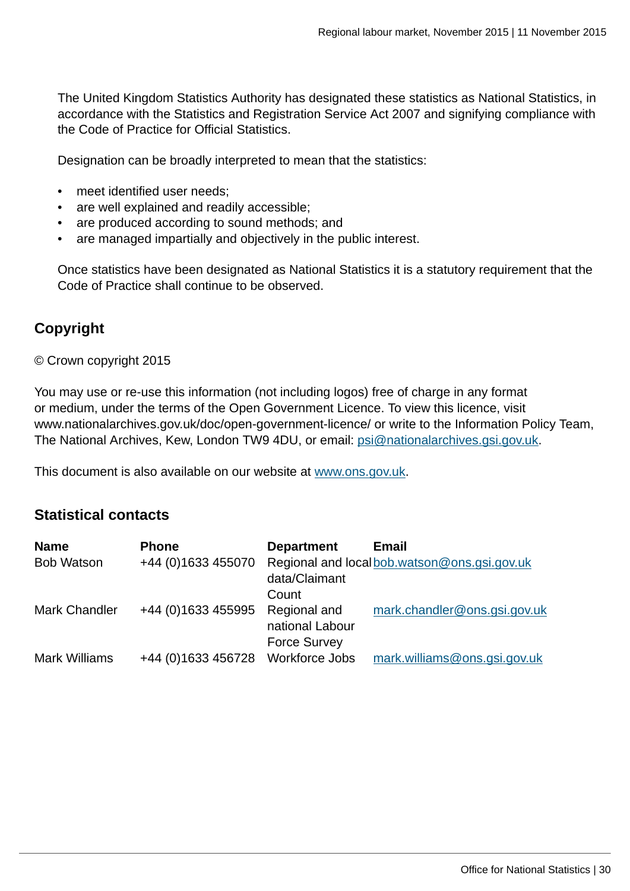The United Kingdom Statistics Authority has designated these statistics as National Statistics, in accordance with the Statistics and Registration Service Act 2007 and signifying compliance with the Code of Practice for Official Statistics.

Designation can be broadly interpreted to mean that the statistics:

- meet identified user needs;
- are well explained and readily accessible;
- are produced according to sound methods; and
- are managed impartially and objectively in the public interest.

Once statistics have been designated as National Statistics it is a statutory requirement that the Code of Practice shall continue to be observed.

## Copyright

© Crown copyright 2015

You may use or re-use this information (not including logos) free of charge in any format or medium, under the terms of the Open Government Licence. To view this licence, visit www.nationalarchives.gov.uk/doc/open-government-licence/ or write to the Information Policy Team, The National Archives, Kew, London TW9 4DU, or email: psi@nationalarchives.gsi.gov.uk.

This document is also available on our website at www.ons.gov.uk.

## Statistical contacts

| Name | Phone | Department | Email |
|---|---|---|---|
| Bob Watson | +44 (0)1633 455070 | Regional and local data/Claimant Count | bob.watson@ons.gsi.gov.uk |
| Mark Chandler | +44 (0)1633 455995 | Regional and national Labour Force Survey | mark.chandler@ons.gsi.gov.uk |
| Mark Williams | +44 (0)1633 456728 | Workforce Jobs | mark.williams@ons.gsi.gov.uk |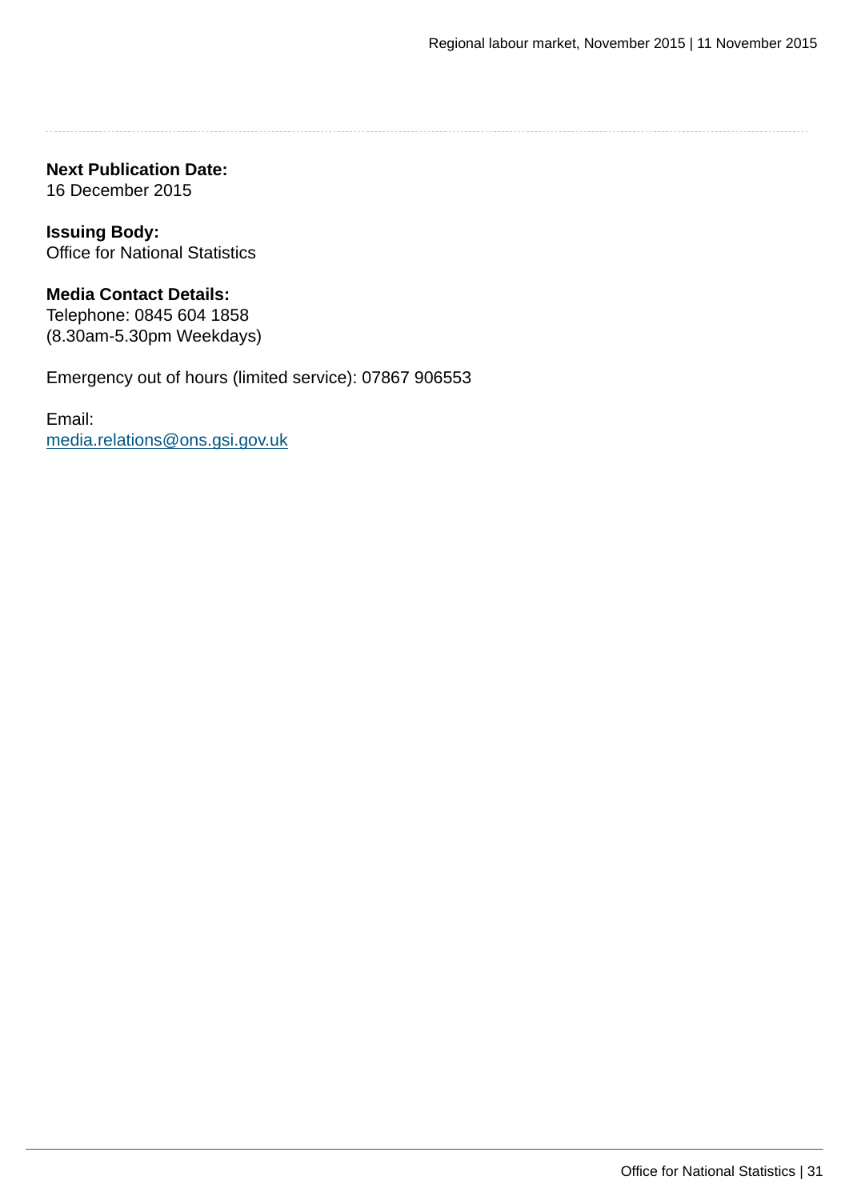**Next Publication Date:**
16 December 2015

**Issuing Body:**
Office for National Statistics

**Media Contact Details:**
Telephone: 0845 604 1858
(8.30am-5.30pm Weekdays)

Emergency out of hours (limited service): 07867 906553

Email:
media.relations@ons.gsi.gov.uk